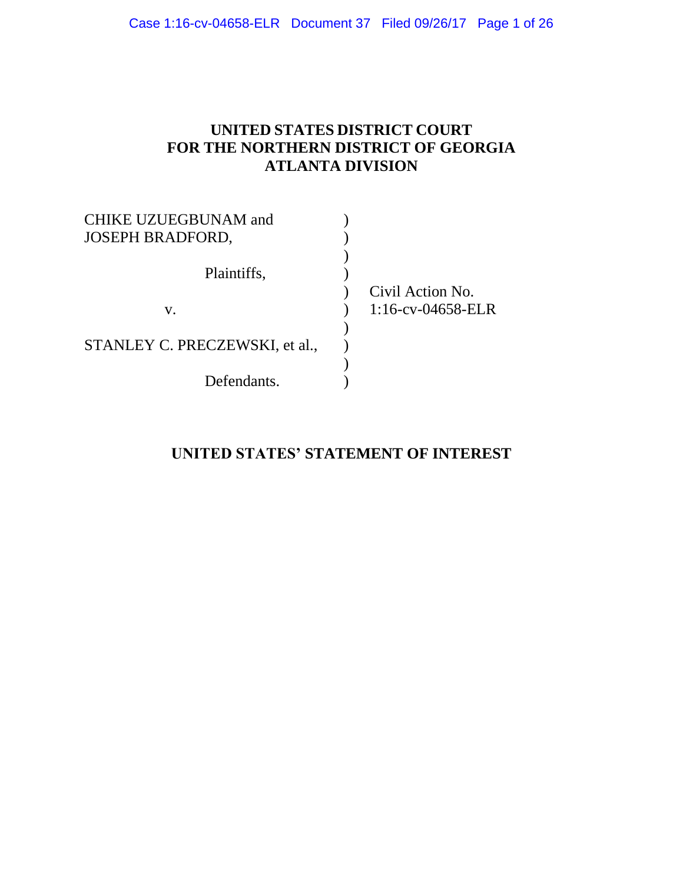**UNITED STATES DISTRICT COURT**
**FOR THE NORTHERN DISTRICT OF GEORGIA**
**ATLANTA DIVISION**

| | | |
|---|---|---|
| CHIKE UZUEGBUNAM and JOSEPH BRADFORD, | ) | |
| Plaintiffs, | ) | Civil Action No. 1:16-cv-04658-ELR |
| v. | ) | |
| STANLEY C. PRECZEWSKI, et al., | ) | |
| Defendants. | ) | |

**UNITED STATES' STATEMENT OF INTEREST**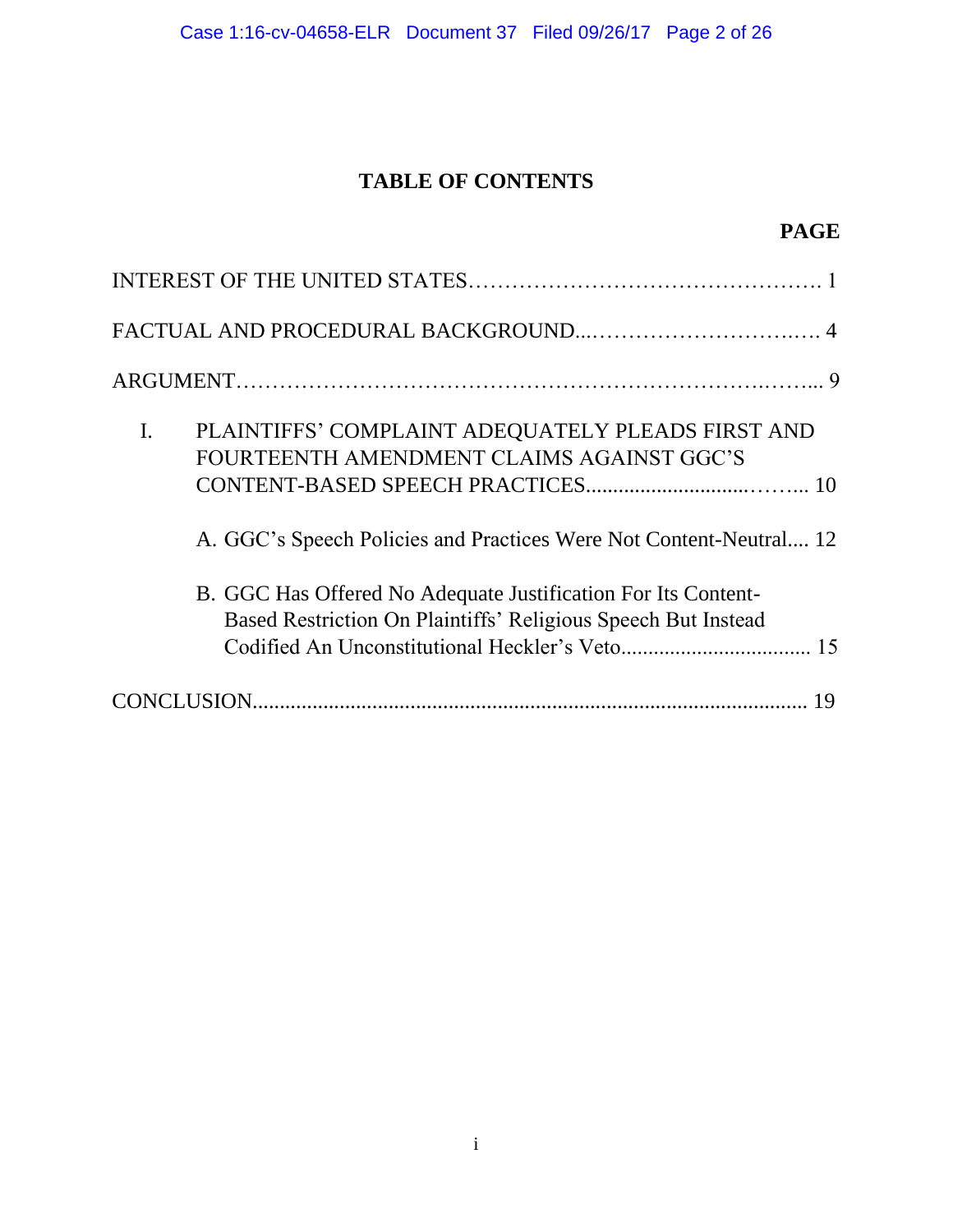# TABLE OF CONTENTS

**PAGE**

INTEREST OF THE UNITED STATES………………………………………….. 1

FACTUAL AND PROCEDURAL BACKGROUND...…………………….…. 4

ARGUMENT……………………………………………………….……... 9

I. PLAINTIFFS' COMPLAINT ADEQUATELY PLEADS FIRST AND FOURTEENTH AMENDMENT CLAIMS AGAINST GGC'S CONTENT-BASED SPEECH PRACTICES.............................……... 10

   A. GGC's Speech Policies and Practices Were Not Content-Neutral.... 12

   B. GGC Has Offered No Adequate Justification For Its Content-Based Restriction On Plaintiffs' Religious Speech But Instead Codified An Unconstitutional Heckler's Veto.................................. 15

CONCLUSION.................................................................................................... 19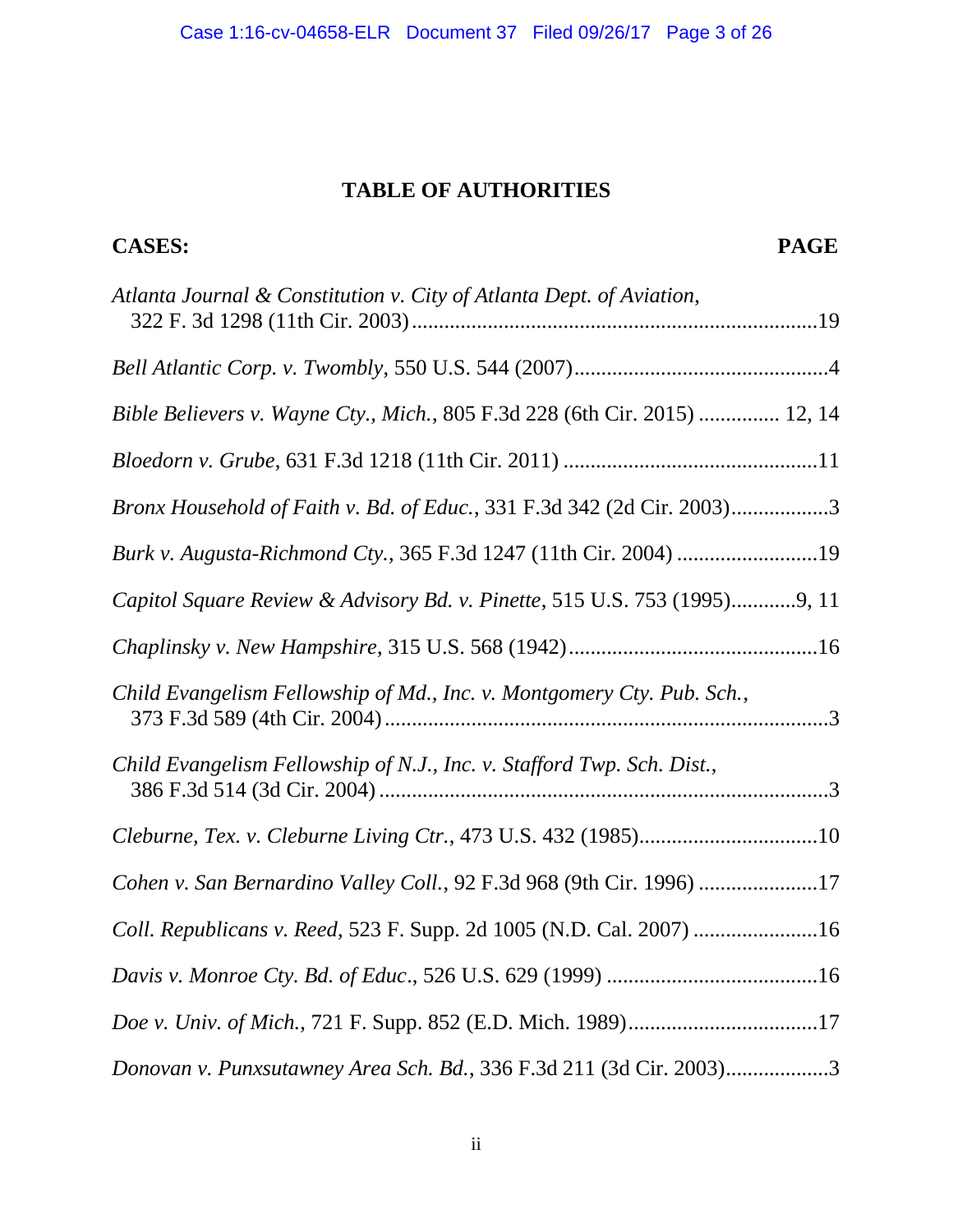## TABLE OF AUTHORITIES

**CASES:** **PAGE**

*Atlanta Journal & Constitution v. City of Atlanta Dept. of Aviation*, 322 F. 3d 1298 (11th Cir. 2003)...........19

*Bell Atlantic Corp. v. Twombly*, 550 U.S. 544 (2007)...........4

*Bible Believers v. Wayne Cty., Mich.*, 805 F.3d 228 (6th Cir. 2015) ........... 12, 14

*Bloedorn v. Grube*, 631 F.3d 1218 (11th Cir. 2011) ...........11

*Bronx Household of Faith v. Bd. of Educ.*, 331 F.3d 342 (2d Cir. 2003)...........3

*Burk v. Augusta-Richmond Cty.*, 365 F.3d 1247 (11th Cir. 2004) ...........19

*Capitol Square Review & Advisory Bd. v. Pinette*, 515 U.S. 753 (1995)...........9, 11

*Chaplinsky v. New Hampshire*, 315 U.S. 568 (1942)...........16

*Child Evangelism Fellowship of Md., Inc. v. Montgomery Cty. Pub. Sch.*, 373 F.3d 589 (4th Cir. 2004)...........3

*Child Evangelism Fellowship of N.J., Inc. v. Stafford Twp. Sch. Dist.*, 386 F.3d 514 (3d Cir. 2004)...........3

*Cleburne, Tex. v. Cleburne Living Ctr.*, 473 U.S. 432 (1985)...........10

*Cohen v. San Bernardino Valley Coll.*, 92 F.3d 968 (9th Cir. 1996) ...........17

*Coll. Republicans v. Reed*, 523 F. Supp. 2d 1005 (N.D. Cal. 2007) ...........16

*Davis v. Monroe Cty. Bd. of Educ*., 526 U.S. 629 (1999) ...........16

*Doe v. Univ. of Mich.*, 721 F. Supp. 852 (E.D. Mich. 1989)...........17

*Donovan v. Punxsutawney Area Sch. Bd.*, 336 F.3d 211 (3d Cir. 2003)...........3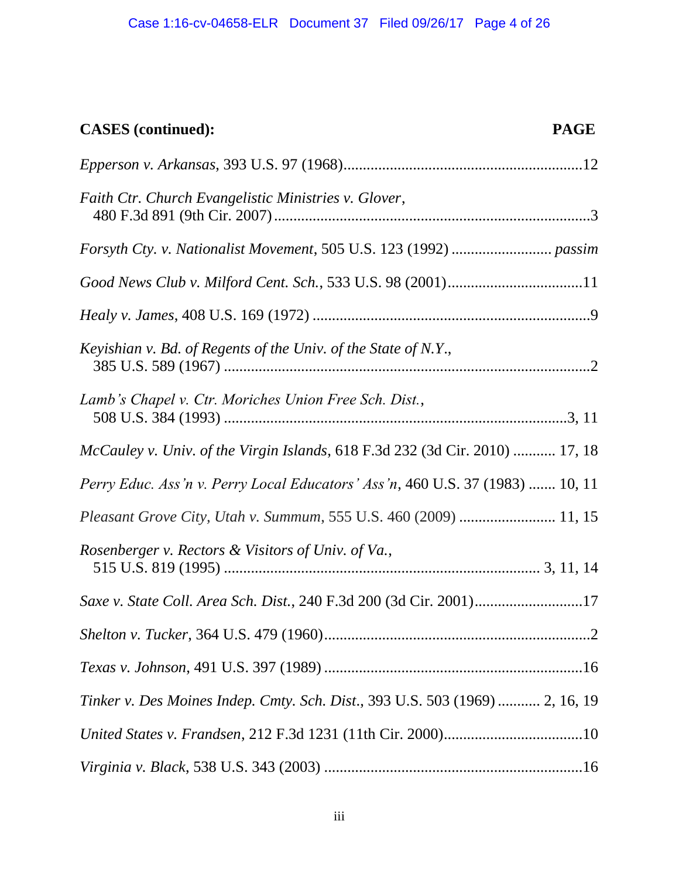**CASES (continued):** **PAGE**

*Epperson v. Arkansas*, 393 U.S. 97 (1968)....................................................................12

*Faith Ctr. Church Evangelistic Ministries v. Glover*,
480 F.3d 891 (9th Cir. 2007)..............................................................................3

*Forsyth Cty. v. Nationalist Movement*, 505 U.S. 123 (1992) ......................... *passim*

*Good News Club v. Milford Cent. Sch.*, 533 U.S. 98 (2001)..................................11

*Healy v. James*, 408 U.S. 169 (1972) .......................................................................9

*Keyishian v. Bd. of Regents of the Univ. of the State of N.Y.*,
385 U.S. 589 (1967) ..............................................................................................2

*Lamb's Chapel v. Ctr. Moriches Union Free Sch. Dist.*,
508 U.S. 384 (1993) ........................................................................................3, 11

*McCauley v. Univ. of the Virgin Islands*, 618 F.3d 232 (3d Cir. 2010) ........... 17, 18

*Perry Educ. Ass'n v. Perry Local Educators' Ass'n*, 460 U.S. 37 (1983) ....... 10, 11

*Pleasant Grove City, Utah v. Summum*, 555 U.S. 460 (2009) ........................ 11, 15

*Rosenberger v. Rectors & Visitors of Univ. of Va.*,
515 U.S. 819 (1995) .............................................................................. 3, 11, 14

*Saxe v. State Coll. Area Sch. Dist.*, 240 F.3d 200 (3d Cir. 2001)............................17

*Shelton v. Tucker*, 364 U.S. 479 (1960)....................................................................2

*Texas v. Johnson*, 491 U.S. 397 (1989) ..................................................................16

*Tinker v. Des Moines Indep. Cmty. Sch. Dist*., 393 U.S. 503 (1969) ........... 2, 16, 19

*United States v. Frandsen*, 212 F.3d 1231 (11th Cir. 2000)....................................10

*Virginia v. Black*, 538 U.S. 343 (2003) ..................................................................16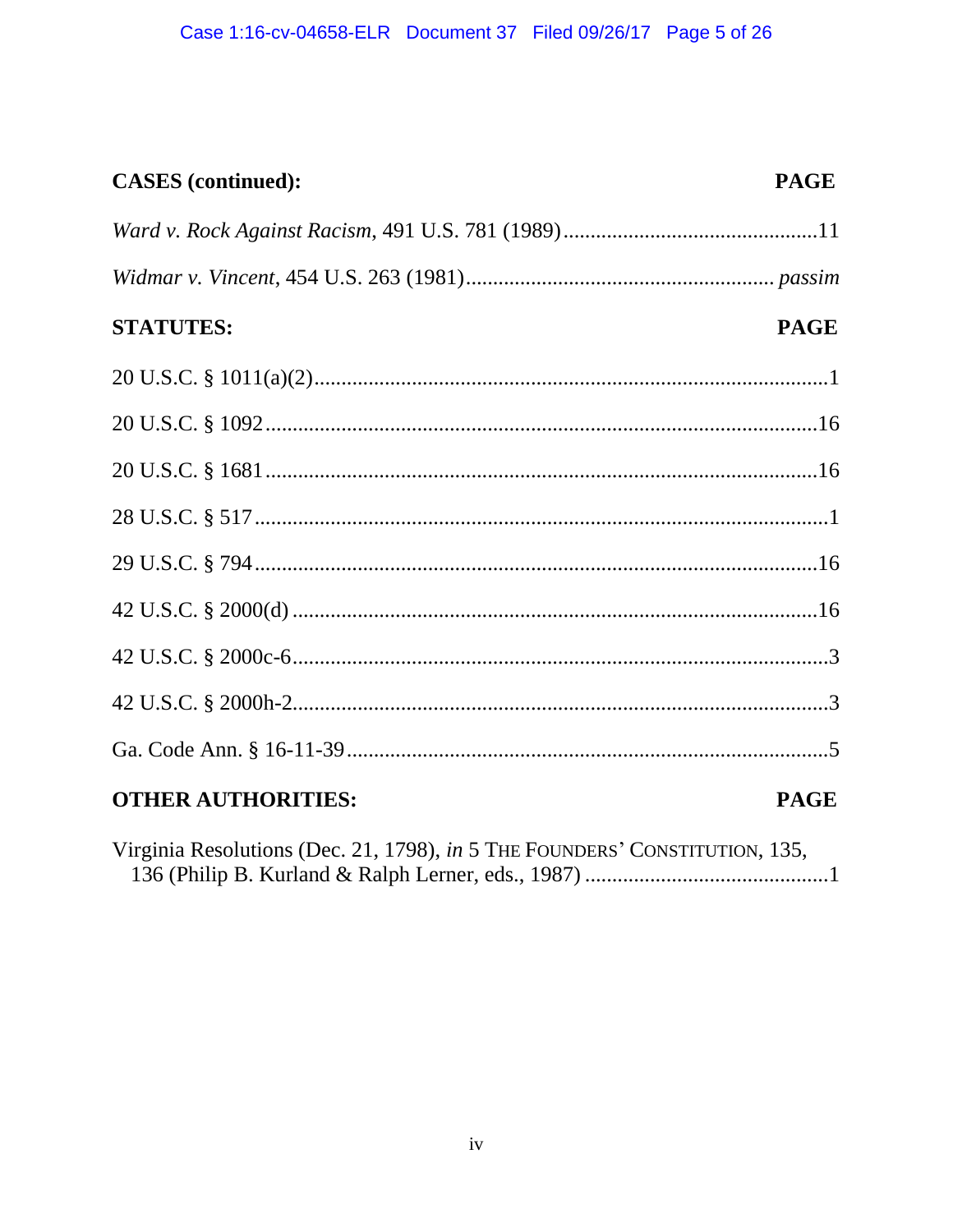| **CASES (continued):** | **PAGE** |
|---|---|
| *Ward v. Rock Against Racism*, 491 U.S. 781 (1989) | 11 |
| *Widmar v. Vincent*, 454 U.S. 263 (1981) | *passim* |

| **STATUTES:** | **PAGE** |
|---|---|
| 20 U.S.C. § 1011(a)(2) | 1 |
| 20 U.S.C. § 1092 | 16 |
| 20 U.S.C. § 1681 | 16 |
| 28 U.S.C. § 517 | 1 |
| 29 U.S.C. § 794 | 16 |
| 42 U.S.C. § 2000(d) | 16 |
| 42 U.S.C. § 2000c-6 | 3 |
| 42 U.S.C. § 2000h-2 | 3 |
| Ga. Code Ann. § 16-11-39 | 5 |

| **OTHER AUTHORITIES:** | **PAGE** |
|---|---|
| Virginia Resolutions (Dec. 21, 1798), *in* 5 THE FOUNDERS' CONSTITUTION, 135, 136 (Philip B. Kurland & Ralph Lerner, eds., 1987) | 1 |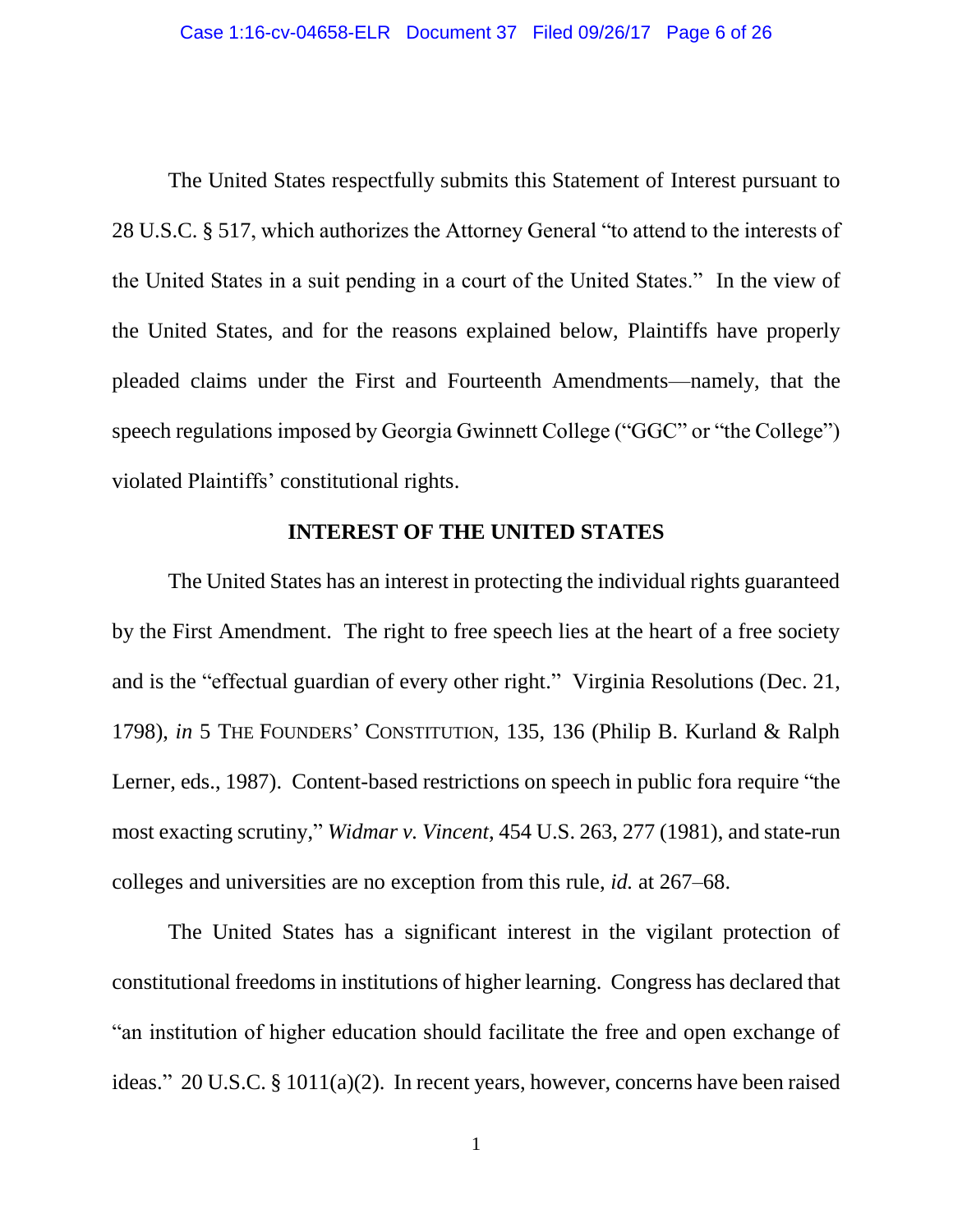The United States respectfully submits this Statement of Interest pursuant to 28 U.S.C. § 517, which authorizes the Attorney General "to attend to the interests of the United States in a suit pending in a court of the United States." In the view of the United States, and for the reasons explained below, Plaintiffs have properly pleaded claims under the First and Fourteenth Amendments—namely, that the speech regulations imposed by Georgia Gwinnett College ("GGC" or "the College") violated Plaintiffs' constitutional rights.

## INTEREST OF THE UNITED STATES

The United States has an interest in protecting the individual rights guaranteed by the First Amendment. The right to free speech lies at the heart of a free society and is the "effectual guardian of every other right." Virginia Resolutions (Dec. 21, 1798), *in* 5 THE FOUNDERS' CONSTITUTION, 135, 136 (Philip B. Kurland & Ralph Lerner, eds., 1987). Content-based restrictions on speech in public fora require "the most exacting scrutiny," *Widmar v. Vincent*, 454 U.S. 263, 277 (1981), and state-run colleges and universities are no exception from this rule, *id.* at 267–68.

The United States has a significant interest in the vigilant protection of constitutional freedoms in institutions of higher learning. Congress has declared that "an institution of higher education should facilitate the free and open exchange of ideas." 20 U.S.C. § 1011(a)(2). In recent years, however, concerns have been raised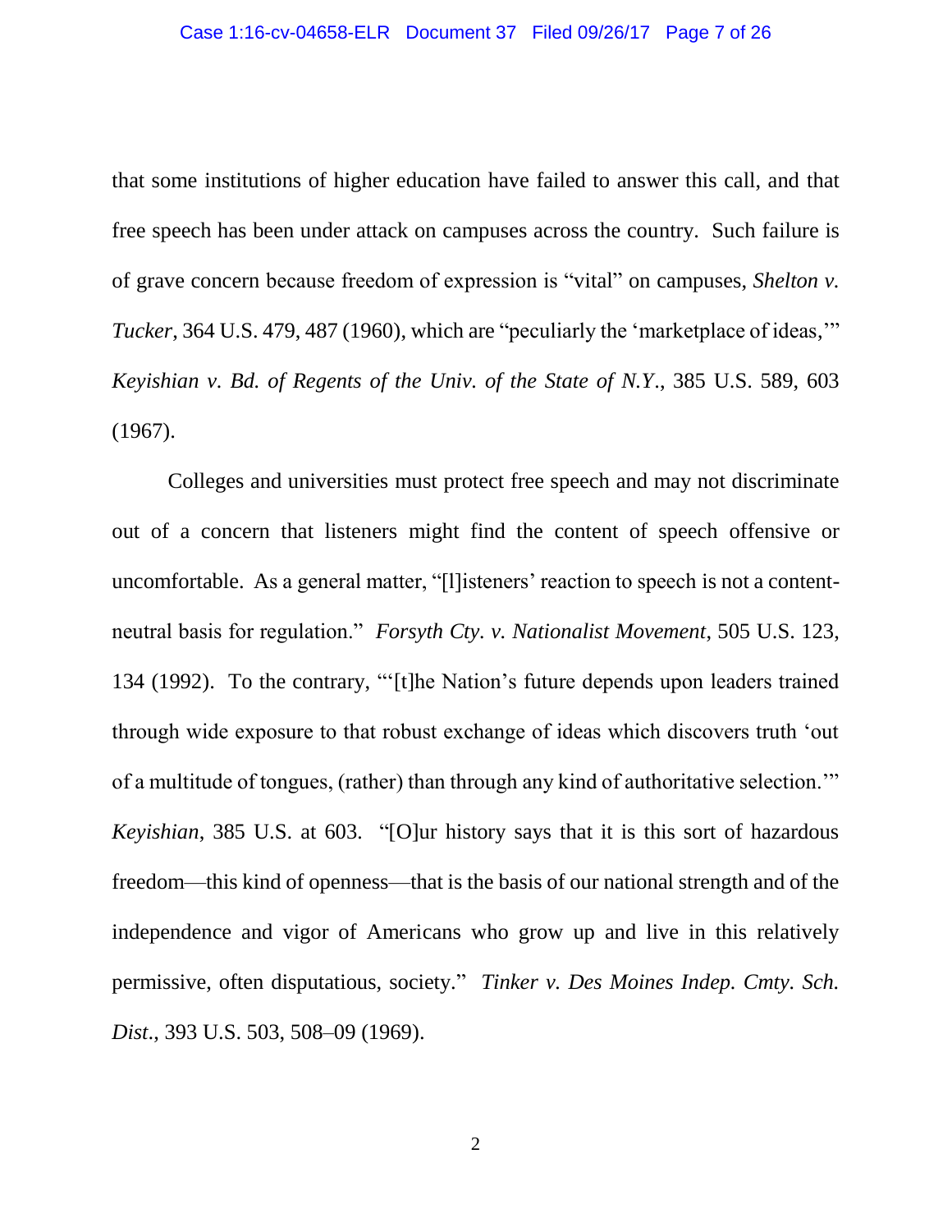that some institutions of higher education have failed to answer this call, and that free speech has been under attack on campuses across the country. Such failure is of grave concern because freedom of expression is "vital" on campuses, *Shelton v. Tucker*, 364 U.S. 479, 487 (1960), which are "peculiarly the 'marketplace of ideas,'" *Keyishian v. Bd. of Regents of the Univ. of the State of N.Y.*, 385 U.S. 589, 603 (1967).

Colleges and universities must protect free speech and may not discriminate out of a concern that listeners might find the content of speech offensive or uncomfortable. As a general matter, "[l]isteners' reaction to speech is not a content-neutral basis for regulation." *Forsyth Cty. v. Nationalist Movement*, 505 U.S. 123, 134 (1992). To the contrary, "'[t]he Nation's future depends upon leaders trained through wide exposure to that robust exchange of ideas which discovers truth 'out of a multitude of tongues, (rather) than through any kind of authoritative selection.'" *Keyishian*, 385 U.S. at 603. "[O]ur history says that it is this sort of hazardous freedom—this kind of openness—that is the basis of our national strength and of the independence and vigor of Americans who grow up and live in this relatively permissive, often disputatious, society." *Tinker v. Des Moines Indep. Cmty. Sch. Dist.*, 393 U.S. 503, 508–09 (1969).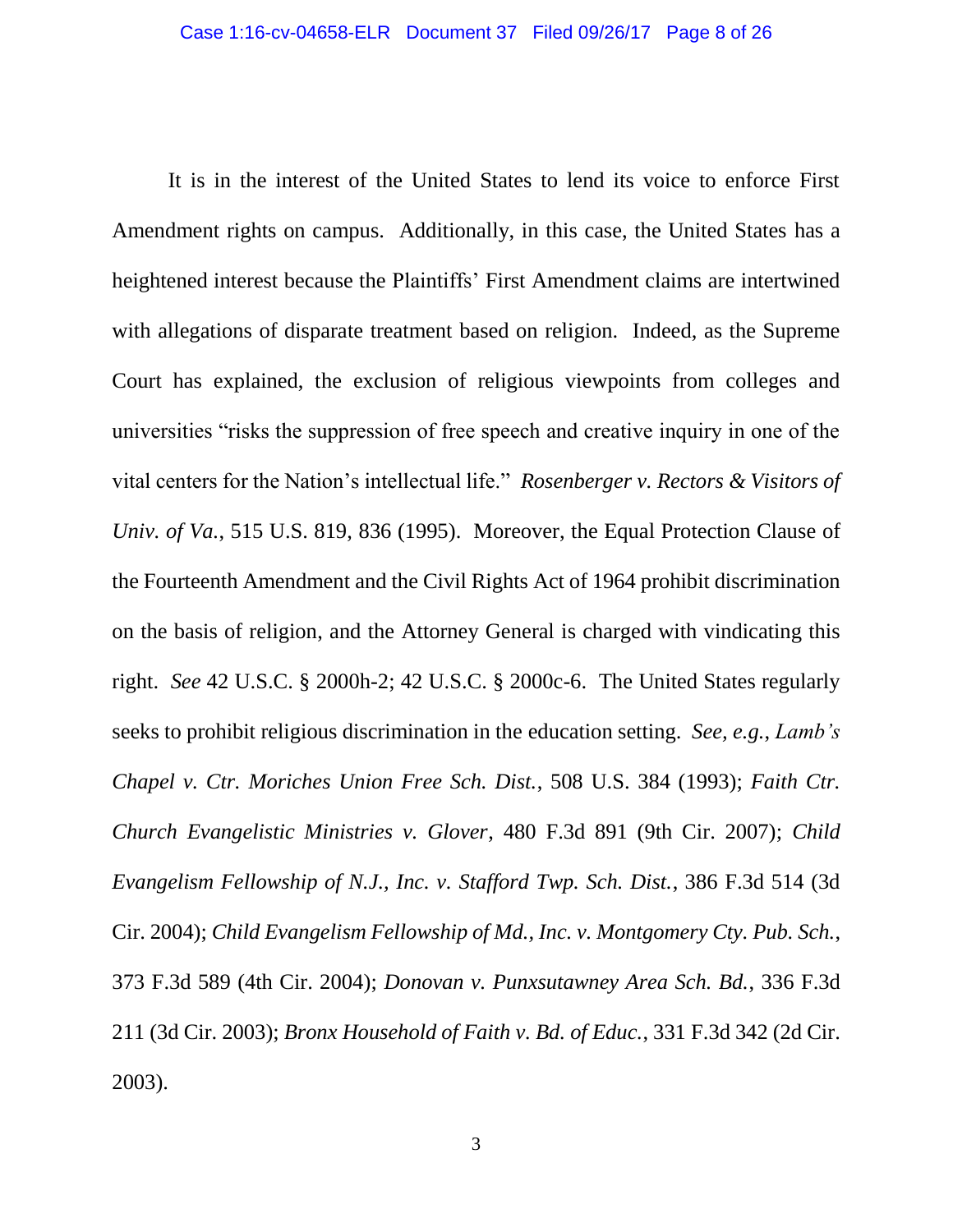It is in the interest of the United States to lend its voice to enforce First Amendment rights on campus. Additionally, in this case, the United States has a heightened interest because the Plaintiffs' First Amendment claims are intertwined with allegations of disparate treatment based on religion. Indeed, as the Supreme Court has explained, the exclusion of religious viewpoints from colleges and universities "risks the suppression of free speech and creative inquiry in one of the vital centers for the Nation's intellectual life." *Rosenberger v. Rectors & Visitors of Univ. of Va.*, 515 U.S. 819, 836 (1995). Moreover, the Equal Protection Clause of the Fourteenth Amendment and the Civil Rights Act of 1964 prohibit discrimination on the basis of religion, and the Attorney General is charged with vindicating this right. *See* 42 U.S.C. § 2000h-2; 42 U.S.C. § 2000c-6. The United States regularly seeks to prohibit religious discrimination in the education setting. *See, e.g.*, *Lamb's Chapel v. Ctr. Moriches Union Free Sch. Dist.*, 508 U.S. 384 (1993); *Faith Ctr. Church Evangelistic Ministries v. Glover*, 480 F.3d 891 (9th Cir. 2007); *Child Evangelism Fellowship of N.J., Inc. v. Stafford Twp. Sch. Dist.*, 386 F.3d 514 (3d Cir. 2004); *Child Evangelism Fellowship of Md., Inc. v. Montgomery Cty. Pub. Sch.*, 373 F.3d 589 (4th Cir. 2004); *Donovan v. Punxsutawney Area Sch. Bd.*, 336 F.3d 211 (3d Cir. 2003); *Bronx Household of Faith v. Bd. of Educ.*, 331 F.3d 342 (2d Cir. 2003).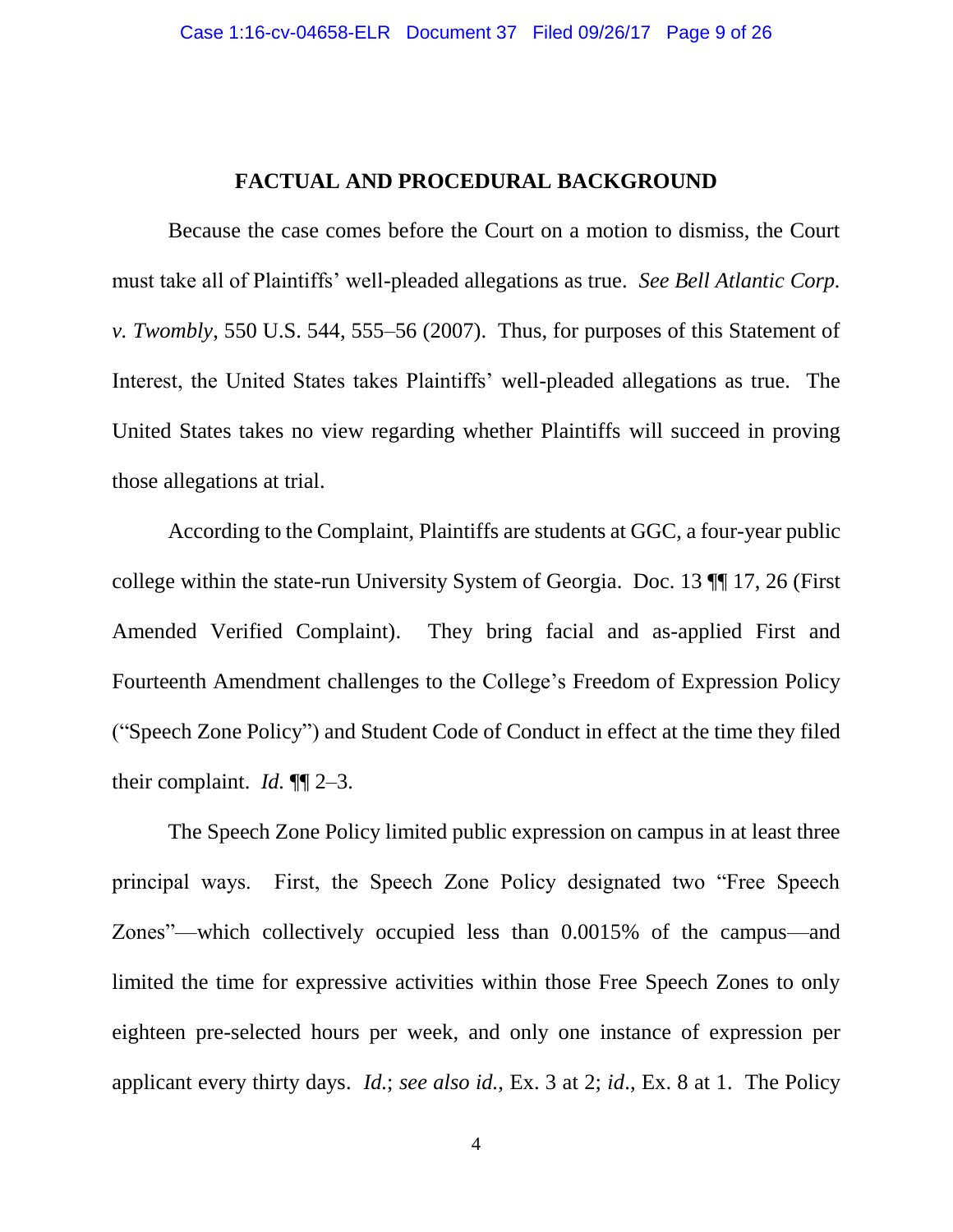## FACTUAL AND PROCEDURAL BACKGROUND

Because the case comes before the Court on a motion to dismiss, the Court must take all of Plaintiffs' well-pleaded allegations as true. *See Bell Atlantic Corp. v. Twombly*, 550 U.S. 544, 555–56 (2007). Thus, for purposes of this Statement of Interest, the United States takes Plaintiffs' well-pleaded allegations as true. The United States takes no view regarding whether Plaintiffs will succeed in proving those allegations at trial.

According to the Complaint, Plaintiffs are students at GGC, a four-year public college within the state-run University System of Georgia. Doc. 13 ¶¶ 17, 26 (First Amended Verified Complaint). They bring facial and as-applied First and Fourteenth Amendment challenges to the College's Freedom of Expression Policy ("Speech Zone Policy") and Student Code of Conduct in effect at the time they filed their complaint. *Id.* ¶¶ 2–3.

The Speech Zone Policy limited public expression on campus in at least three principal ways. First, the Speech Zone Policy designated two "Free Speech Zones"—which collectively occupied less than 0.0015% of the campus—and limited the time for expressive activities within those Free Speech Zones to only eighteen pre-selected hours per week, and only one instance of expression per applicant every thirty days. *Id.*; *see also id.*, Ex. 3 at 2; *id*., Ex. 8 at 1. The Policy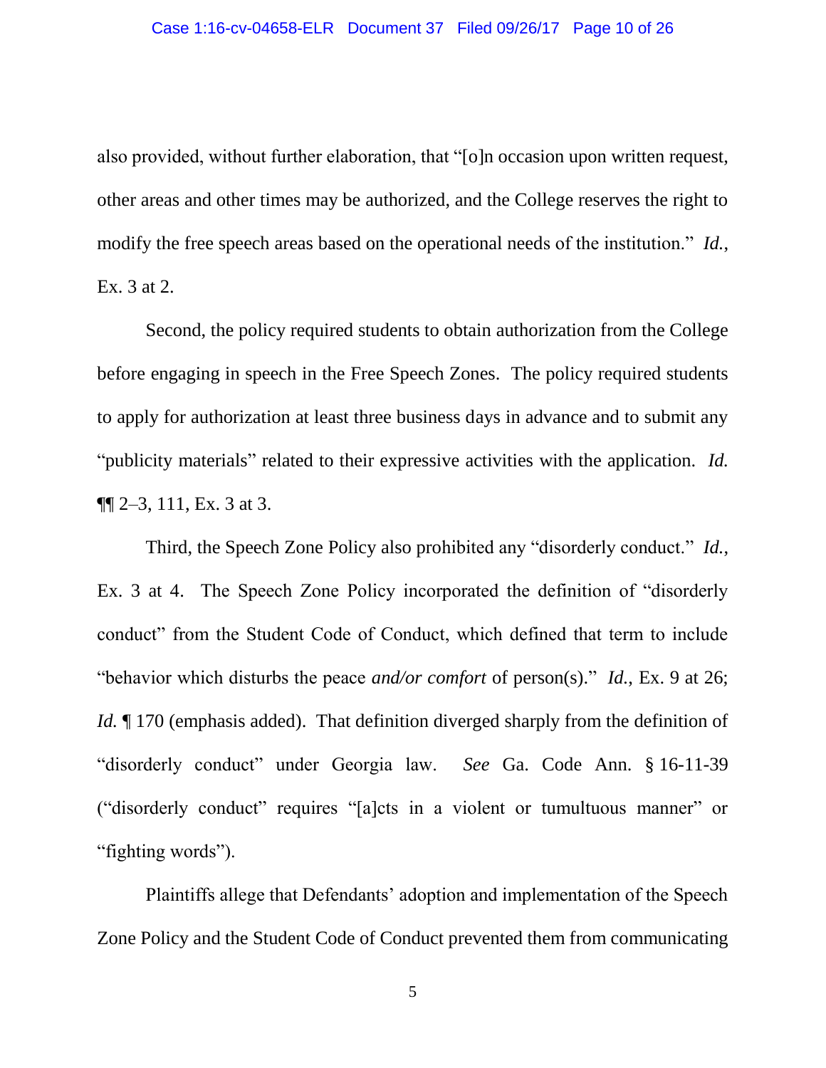also provided, without further elaboration, that "[o]n occasion upon written request, other areas and other times may be authorized, and the College reserves the right to modify the free speech areas based on the operational needs of the institution." *Id.*, Ex. 3 at 2.

Second, the policy required students to obtain authorization from the College before engaging in speech in the Free Speech Zones. The policy required students to apply for authorization at least three business days in advance and to submit any "publicity materials" related to their expressive activities with the application. *Id.* ¶¶ 2–3, 111, Ex. 3 at 3.

Third, the Speech Zone Policy also prohibited any "disorderly conduct." *Id.*, Ex. 3 at 4. The Speech Zone Policy incorporated the definition of "disorderly conduct" from the Student Code of Conduct, which defined that term to include "behavior which disturbs the peace *and/or comfort* of person(s)." *Id.*, Ex. 9 at 26; *Id.* ¶ 170 (emphasis added). That definition diverged sharply from the definition of "disorderly conduct" under Georgia law. *See* Ga. Code Ann. § 16-11-39 ("disorderly conduct" requires "[a]cts in a violent or tumultuous manner" or "fighting words").

Plaintiffs allege that Defendants' adoption and implementation of the Speech Zone Policy and the Student Code of Conduct prevented them from communicating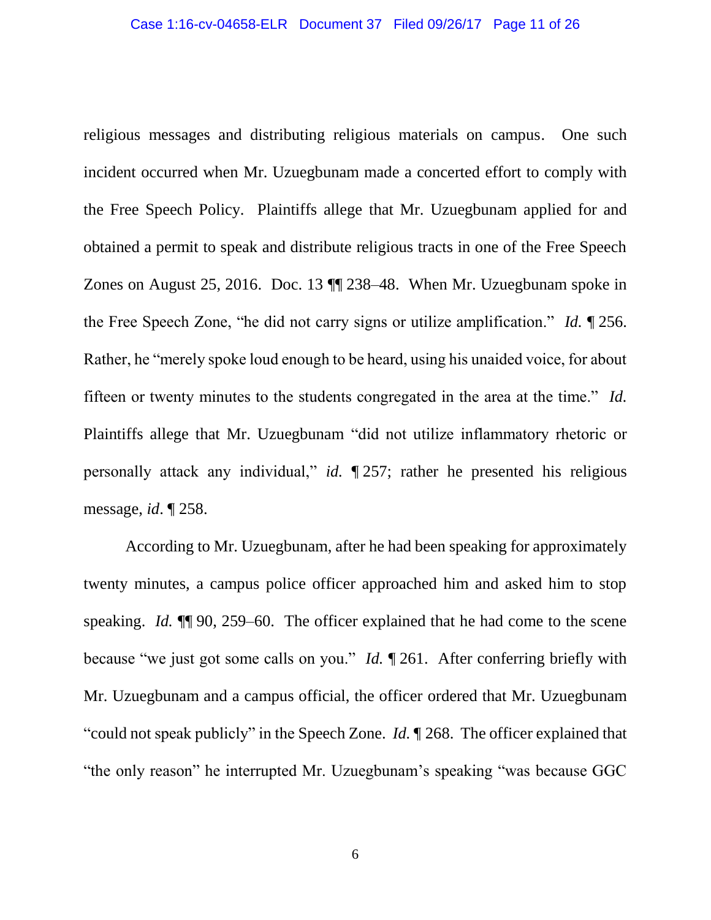religious messages and distributing religious materials on campus. One such incident occurred when Mr. Uzuegbunam made a concerted effort to comply with the Free Speech Policy. Plaintiffs allege that Mr. Uzuegbunam applied for and obtained a permit to speak and distribute religious tracts in one of the Free Speech Zones on August 25, 2016. Doc. 13 ¶¶ 238–48. When Mr. Uzuegbunam spoke in the Free Speech Zone, "he did not carry signs or utilize amplification." *Id.* ¶ 256. Rather, he "merely spoke loud enough to be heard, using his unaided voice, for about fifteen or twenty minutes to the students congregated in the area at the time." *Id.* Plaintiffs allege that Mr. Uzuegbunam "did not utilize inflammatory rhetoric or personally attack any individual," *id.* ¶ 257; rather he presented his religious message, *id*. ¶ 258.

According to Mr. Uzuegbunam, after he had been speaking for approximately twenty minutes, a campus police officer approached him and asked him to stop speaking. *Id.* ¶¶ 90, 259–60. The officer explained that he had come to the scene because "we just got some calls on you." *Id.* ¶ 261. After conferring briefly with Mr. Uzuegbunam and a campus official, the officer ordered that Mr. Uzuegbunam "could not speak publicly" in the Speech Zone. *Id.* ¶ 268. The officer explained that "the only reason" he interrupted Mr. Uzuegbunam's speaking "was because GGC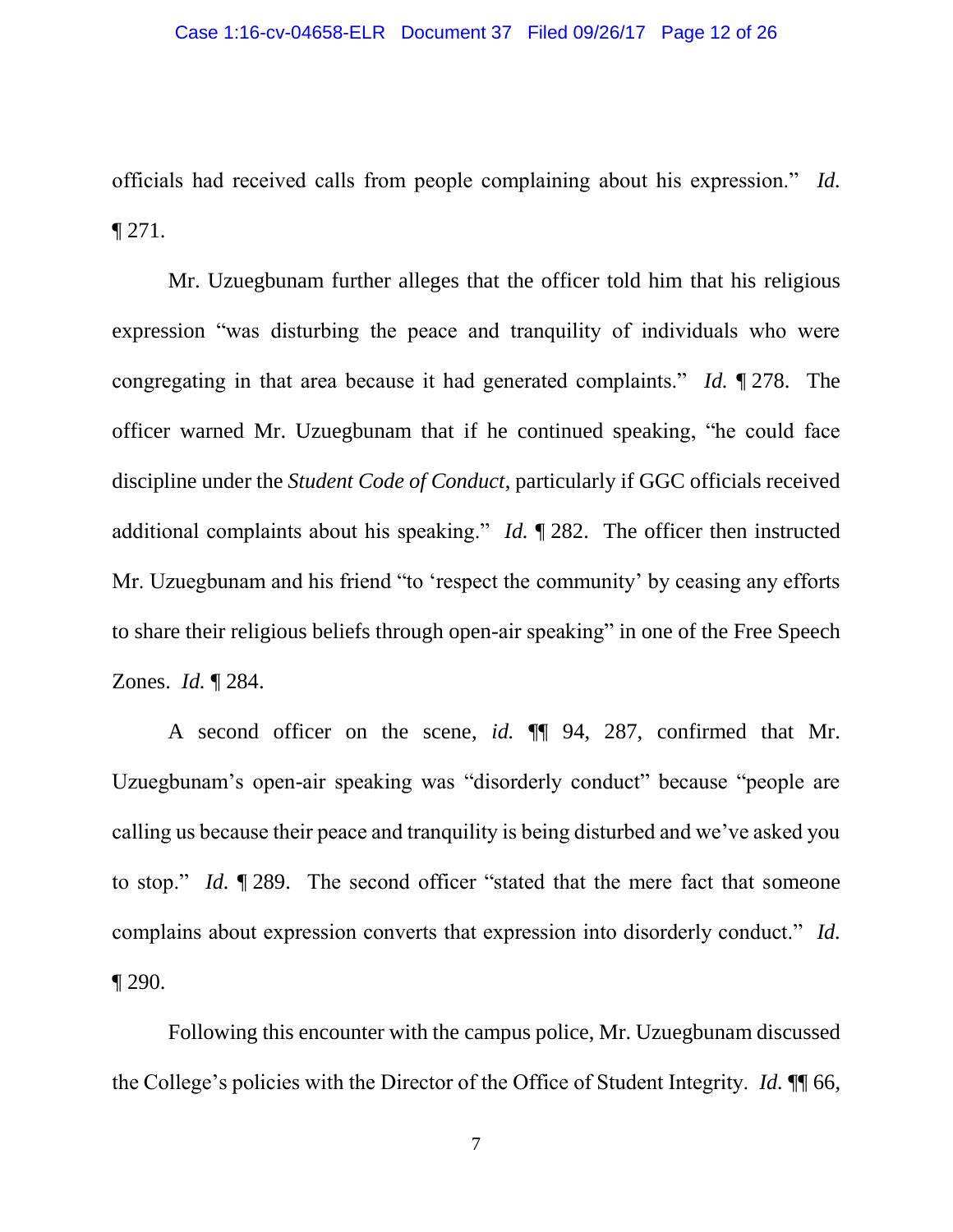officials had received calls from people complaining about his expression." *Id.* ¶ 271.

Mr. Uzuegbunam further alleges that the officer told him that his religious expression "was disturbing the peace and tranquility of individuals who were congregating in that area because it had generated complaints." *Id.* ¶ 278. The officer warned Mr. Uzuegbunam that if he continued speaking, "he could face discipline under the *Student Code of Conduct*, particularly if GGC officials received additional complaints about his speaking." *Id.* ¶ 282. The officer then instructed Mr. Uzuegbunam and his friend "to 'respect the community' by ceasing any efforts to share their religious beliefs through open-air speaking" in one of the Free Speech Zones. *Id.* ¶ 284.

A second officer on the scene, *id.* ¶¶ 94, 287, confirmed that Mr. Uzuegbunam's open-air speaking was "disorderly conduct" because "people are calling us because their peace and tranquility is being disturbed and we've asked you to stop." *Id.* ¶ 289. The second officer "stated that the mere fact that someone complains about expression converts that expression into disorderly conduct." *Id.* ¶ 290.

Following this encounter with the campus police, Mr. Uzuegbunam discussed the College's policies with the Director of the Office of Student Integrity. *Id.* ¶¶ 66,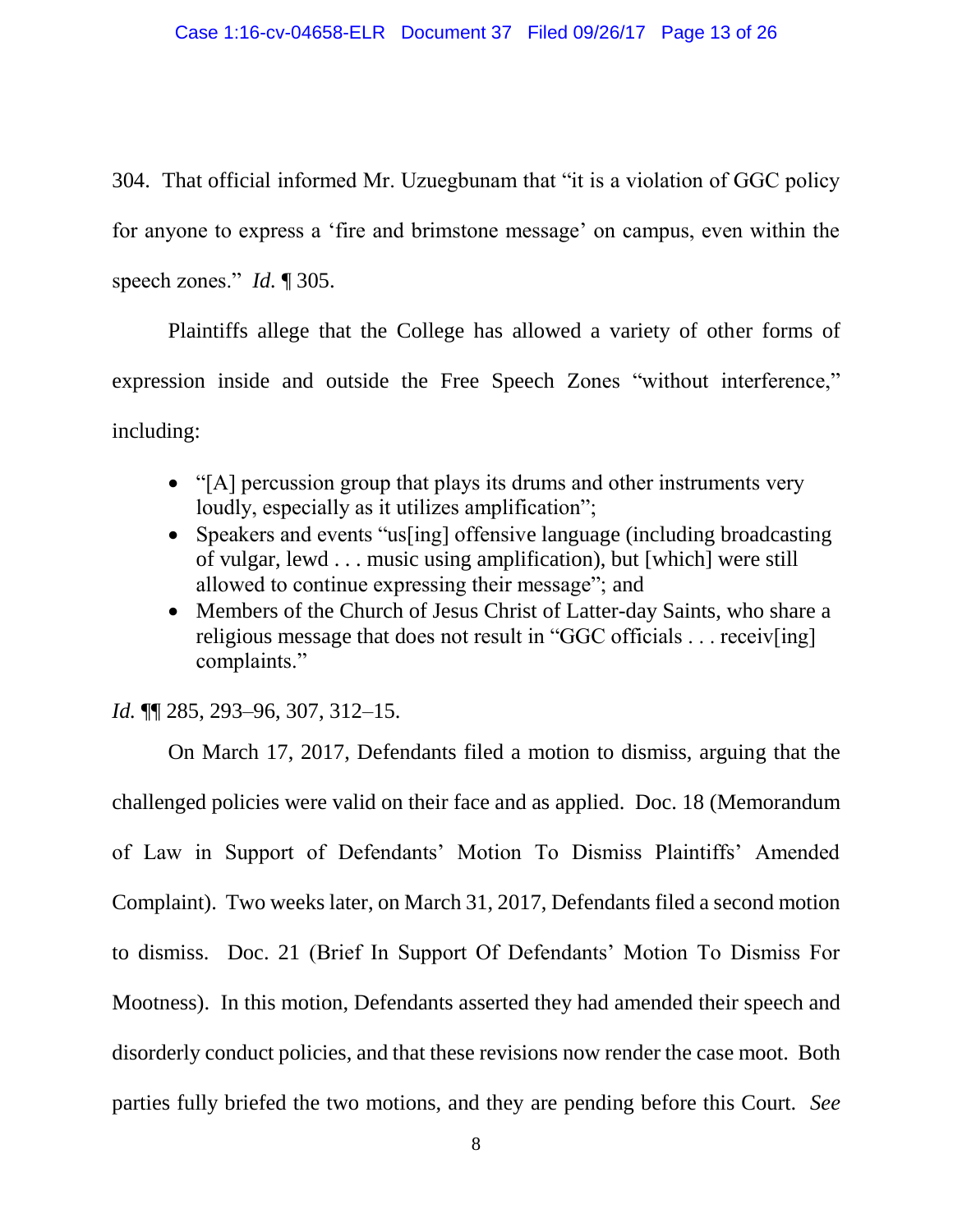304. That official informed Mr. Uzuegbunam that "it is a violation of GGC policy for anyone to express a 'fire and brimstone message' on campus, even within the speech zones." *Id.* ¶ 305.

Plaintiffs allege that the College has allowed a variety of other forms of expression inside and outside the Free Speech Zones "without interference," including:

- "[A] percussion group that plays its drums and other instruments very loudly, especially as it utilizes amplification";
- Speakers and events "us[ing] offensive language (including broadcasting of vulgar, lewd . . . music using amplification), but [which] were still allowed to continue expressing their message"; and
- Members of the Church of Jesus Christ of Latter-day Saints, who share a religious message that does not result in "GGC officials . . . receiv[ing] complaints."

*Id.* ¶¶ 285, 293–96, 307, 312–15.

On March 17, 2017, Defendants filed a motion to dismiss, arguing that the challenged policies were valid on their face and as applied. Doc. 18 (Memorandum of Law in Support of Defendants' Motion To Dismiss Plaintiffs' Amended Complaint). Two weeks later, on March 31, 2017, Defendants filed a second motion to dismiss. Doc. 21 (Brief In Support Of Defendants' Motion To Dismiss For Mootness). In this motion, Defendants asserted they had amended their speech and disorderly conduct policies, and that these revisions now render the case moot. Both parties fully briefed the two motions, and they are pending before this Court. *See*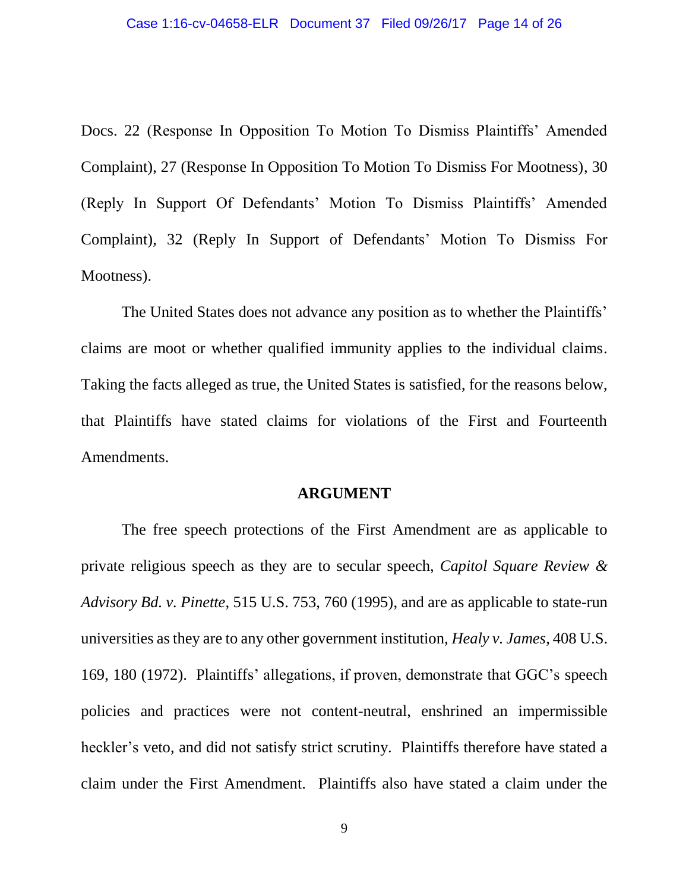Docs. 22 (Response In Opposition To Motion To Dismiss Plaintiffs' Amended Complaint), 27 (Response In Opposition To Motion To Dismiss For Mootness), 30 (Reply In Support Of Defendants' Motion To Dismiss Plaintiffs' Amended Complaint), 32 (Reply In Support of Defendants' Motion To Dismiss For Mootness).

The United States does not advance any position as to whether the Plaintiffs' claims are moot or whether qualified immunity applies to the individual claims. Taking the facts alleged as true, the United States is satisfied, for the reasons below, that Plaintiffs have stated claims for violations of the First and Fourteenth Amendments.

## ARGUMENT

The free speech protections of the First Amendment are as applicable to private religious speech as they are to secular speech, *Capitol Square Review & Advisory Bd. v. Pinette*, 515 U.S. 753, 760 (1995), and are as applicable to state-run universities as they are to any other government institution, *Healy v. James*, 408 U.S. 169, 180 (1972). Plaintiffs' allegations, if proven, demonstrate that GGC's speech policies and practices were not content-neutral, enshrined an impermissible heckler's veto, and did not satisfy strict scrutiny. Plaintiffs therefore have stated a claim under the First Amendment. Plaintiffs also have stated a claim under the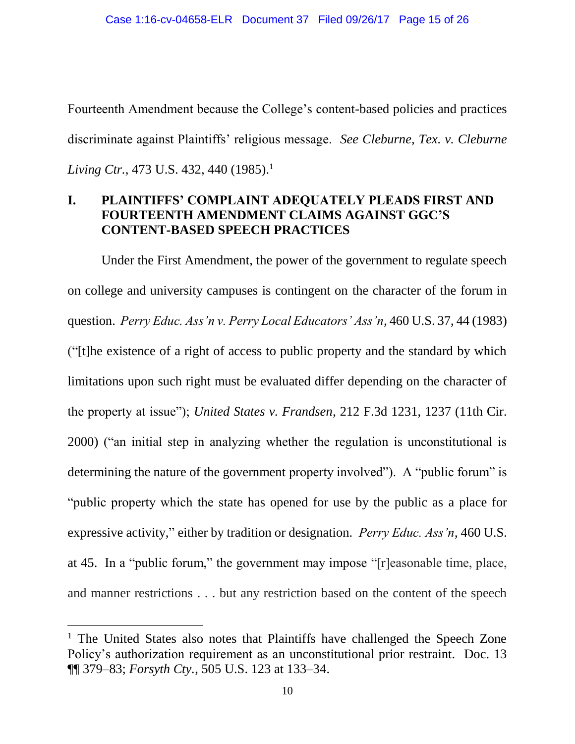Fourteenth Amendment because the College's content-based policies and practices discriminate against Plaintiffs' religious message. *See Cleburne, Tex. v. Cleburne Living Ctr.*, 473 U.S. 432, 440 (1985).[1]

## I. PLAINTIFFS' COMPLAINT ADEQUATELY PLEADS FIRST AND FOURTEENTH AMENDMENT CLAIMS AGAINST GGC'S CONTENT-BASED SPEECH PRACTICES

Under the First Amendment, the power of the government to regulate speech on college and university campuses is contingent on the character of the forum in question. *Perry Educ. Ass'n v. Perry Local Educators' Ass'n*, 460 U.S. 37, 44 (1983) ("[t]he existence of a right of access to public property and the standard by which limitations upon such right must be evaluated differ depending on the character of the property at issue"); *United States v. Frandsen*, 212 F.3d 1231, 1237 (11th Cir. 2000) ("an initial step in analyzing whether the regulation is unconstitutional is determining the nature of the government property involved"). A "public forum" is "public property which the state has opened for use by the public as a place for expressive activity," either by tradition or designation. *Perry Educ. Ass'n*, 460 U.S. at 45. In a "public forum," the government may impose "[r]easonable time, place, and manner restrictions . . . but any restriction based on the content of the speech

---

[1] The United States also notes that Plaintiffs have challenged the Speech Zone Policy's authorization requirement as an unconstitutional prior restraint. Doc. 13 ¶¶ 379–83; *Forsyth Cty.*, 505 U.S. 123 at 133–34.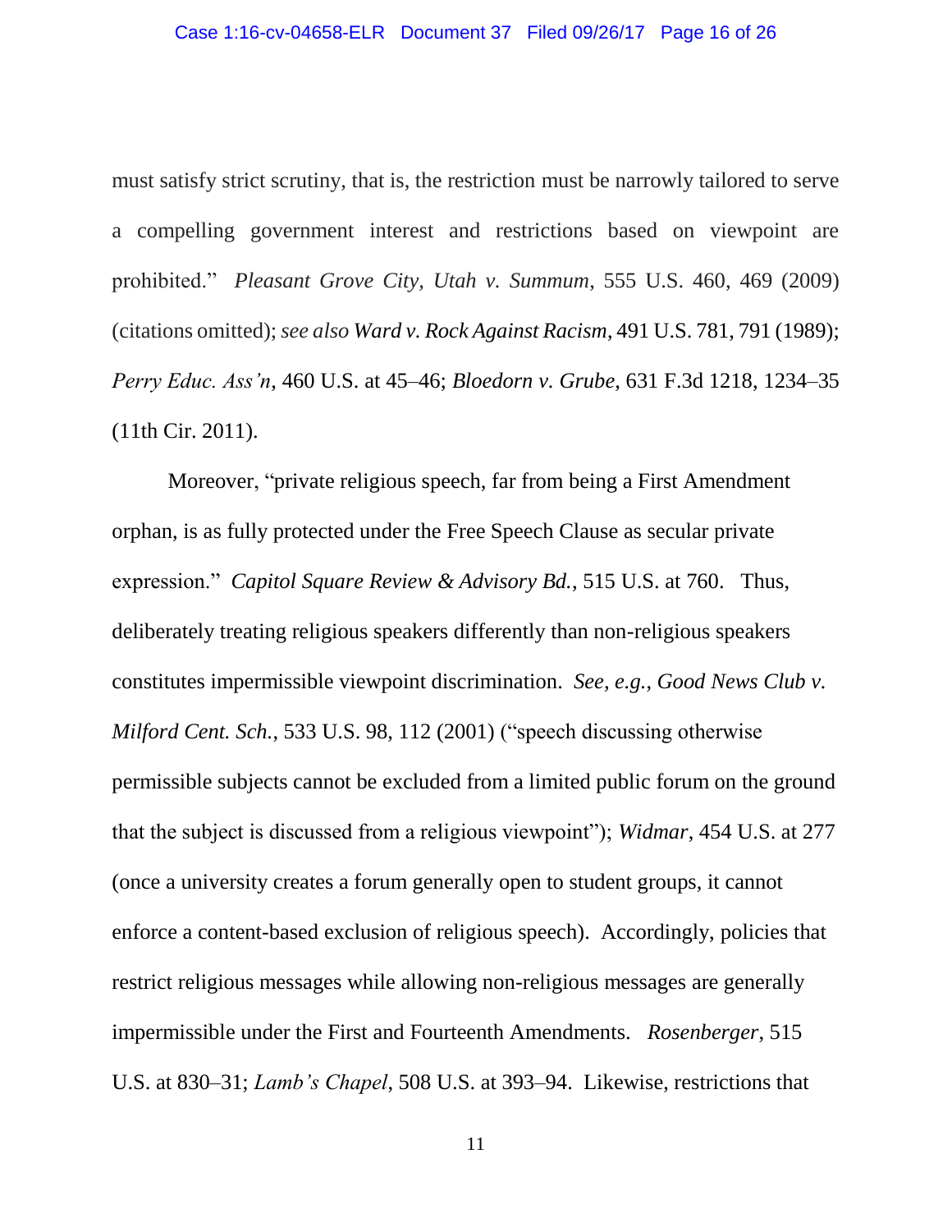must satisfy strict scrutiny, that is, the restriction must be narrowly tailored to serve a compelling government interest and restrictions based on viewpoint are prohibited." *Pleasant Grove City, Utah v. Summum*, 555 U.S. 460, 469 (2009) (citations omitted); *see also Ward v. Rock Against Racism*, 491 U.S. 781, 791 (1989); *Perry Educ. Ass'n*, 460 U.S. at 45–46; *Bloedorn v. Grube*, 631 F.3d 1218, 1234–35 (11th Cir. 2011).

Moreover, "private religious speech, far from being a First Amendment orphan, is as fully protected under the Free Speech Clause as secular private expression." *Capitol Square Review & Advisory Bd.*, 515 U.S. at 760. Thus, deliberately treating religious speakers differently than non-religious speakers constitutes impermissible viewpoint discrimination. *See, e.g.*, *Good News Club v. Milford Cent. Sch.*, 533 U.S. 98, 112 (2001) ("speech discussing otherwise permissible subjects cannot be excluded from a limited public forum on the ground that the subject is discussed from a religious viewpoint"); *Widmar*, 454 U.S. at 277 (once a university creates a forum generally open to student groups, it cannot enforce a content-based exclusion of religious speech). Accordingly, policies that restrict religious messages while allowing non-religious messages are generally impermissible under the First and Fourteenth Amendments. *Rosenberger*, 515 U.S. at 830–31; *Lamb's Chapel*, 508 U.S. at 393–94. Likewise, restrictions that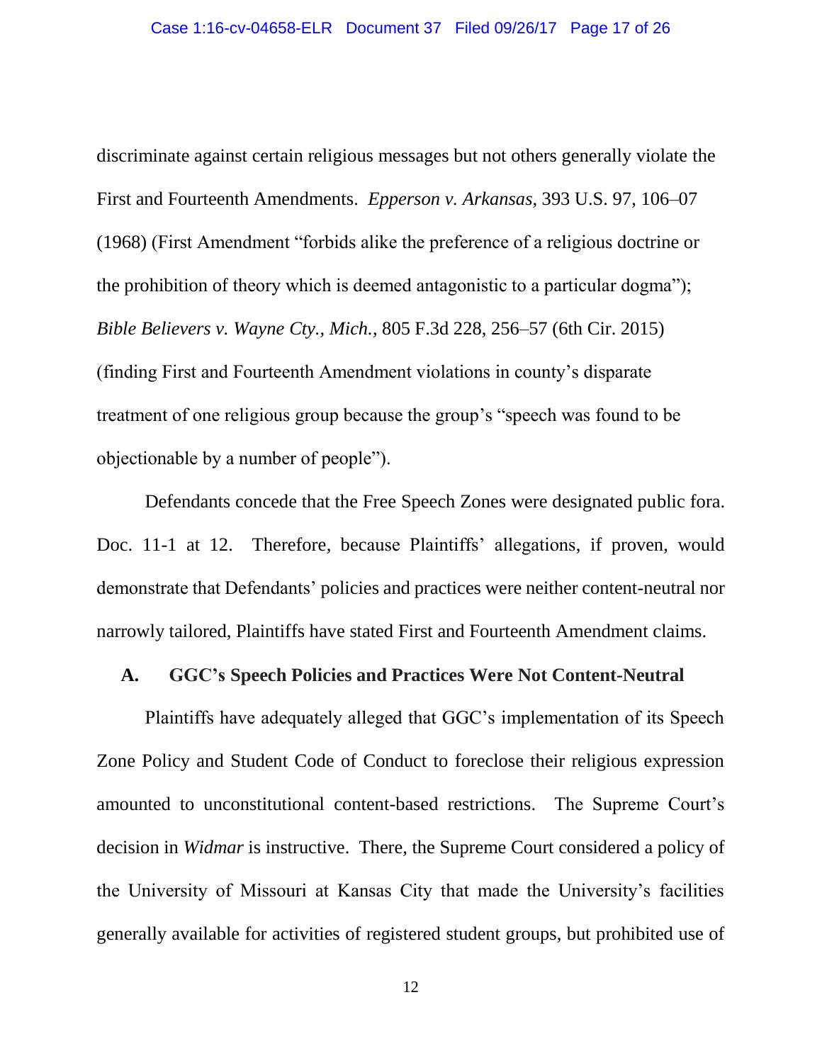discriminate against certain religious messages but not others generally violate the First and Fourteenth Amendments. *Epperson v. Arkansas*, 393 U.S. 97, 106–07 (1968) (First Amendment "forbids alike the preference of a religious doctrine or the prohibition of theory which is deemed antagonistic to a particular dogma"); *Bible Believers v. Wayne Cty., Mich.*, 805 F.3d 228, 256–57 (6th Cir. 2015) (finding First and Fourteenth Amendment violations in county's disparate treatment of one religious group because the group's "speech was found to be objectionable by a number of people").

Defendants concede that the Free Speech Zones were designated public fora. Doc. 11-1 at 12. Therefore, because Plaintiffs' allegations, if proven, would demonstrate that Defendants' policies and practices were neither content-neutral nor narrowly tailored, Plaintiffs have stated First and Fourteenth Amendment claims.

## A. GGC's Speech Policies and Practices Were Not Content-Neutral

Plaintiffs have adequately alleged that GGC's implementation of its Speech Zone Policy and Student Code of Conduct to foreclose their religious expression amounted to unconstitutional content-based restrictions. The Supreme Court's decision in *Widmar* is instructive. There, the Supreme Court considered a policy of the University of Missouri at Kansas City that made the University's facilities generally available for activities of registered student groups, but prohibited use of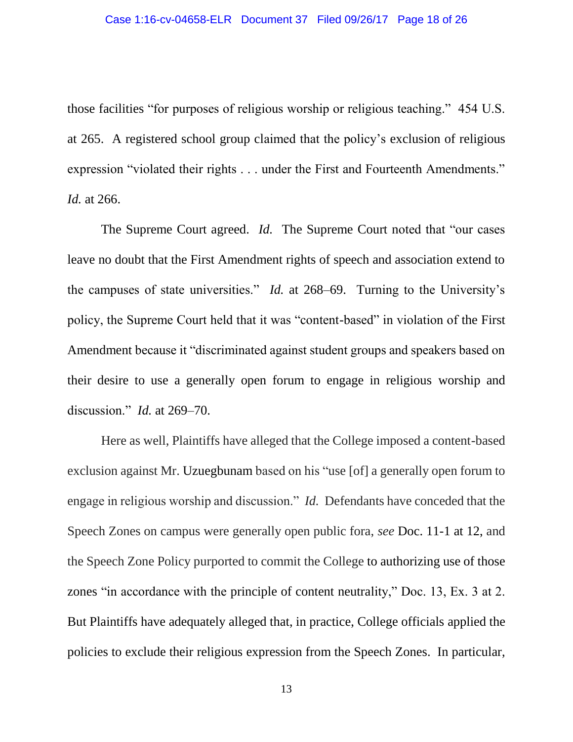those facilities "for purposes of religious worship or religious teaching." 454 U.S. at 265. A registered school group claimed that the policy's exclusion of religious expression "violated their rights . . . under the First and Fourteenth Amendments." *Id.* at 266.

The Supreme Court agreed. *Id.* The Supreme Court noted that "our cases leave no doubt that the First Amendment rights of speech and association extend to the campuses of state universities." *Id.* at 268–69. Turning to the University's policy, the Supreme Court held that it was "content-based" in violation of the First Amendment because it "discriminated against student groups and speakers based on their desire to use a generally open forum to engage in religious worship and discussion." *Id.* at 269–70.

Here as well, Plaintiffs have alleged that the College imposed a content-based exclusion against Mr. Uzuegbunam based on his "use [of] a generally open forum to engage in religious worship and discussion." *Id.* Defendants have conceded that the Speech Zones on campus were generally open public fora, *see* Doc. 11-1 at 12, and the Speech Zone Policy purported to commit the College to authorizing use of those zones "in accordance with the principle of content neutrality," Doc. 13, Ex. 3 at 2. But Plaintiffs have adequately alleged that, in practice, College officials applied the policies to exclude their religious expression from the Speech Zones. In particular,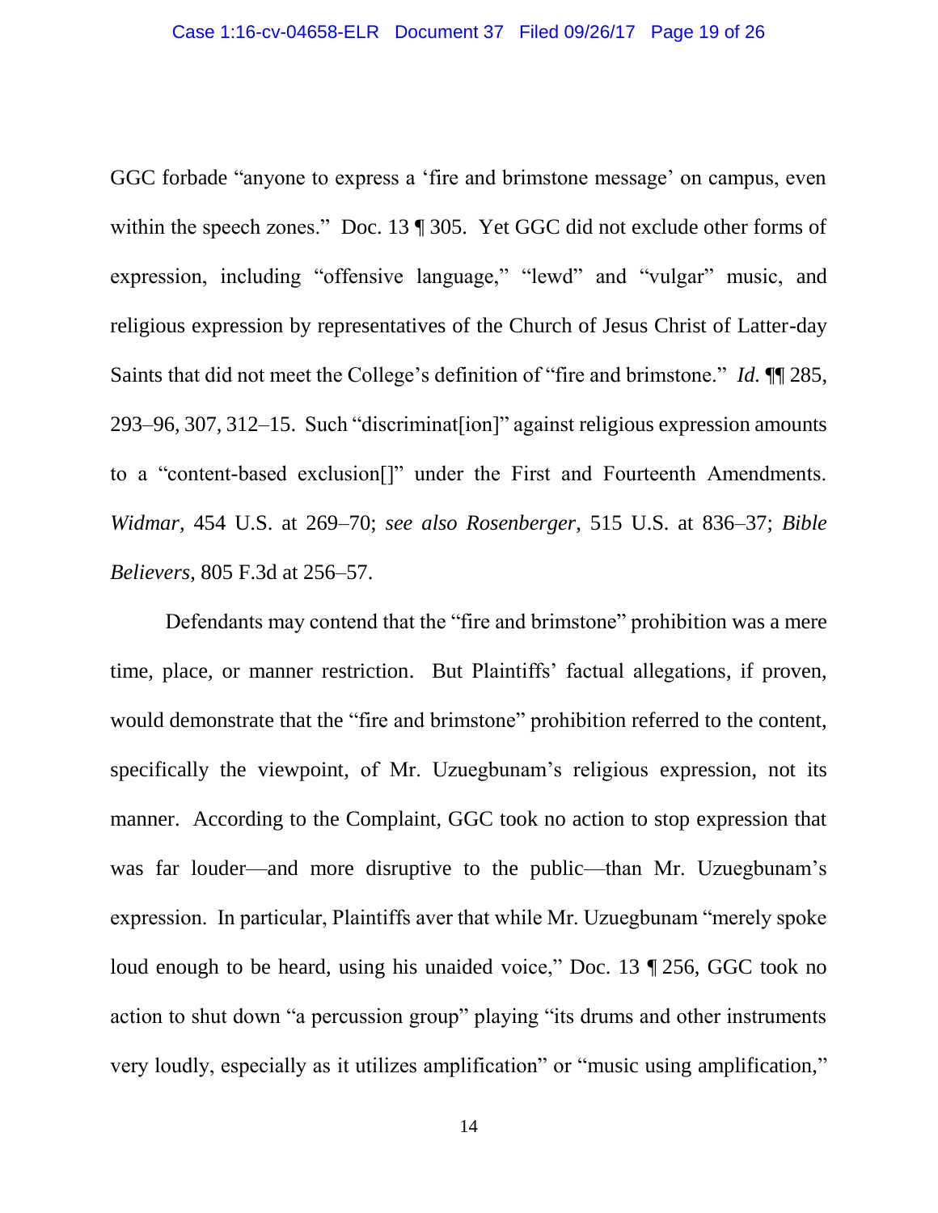GGC forbade "anyone to express a 'fire and brimstone message' on campus, even within the speech zones." Doc. 13 ¶ 305. Yet GGC did not exclude other forms of expression, including "offensive language," "lewd" and "vulgar" music, and religious expression by representatives of the Church of Jesus Christ of Latter-day Saints that did not meet the College's definition of "fire and brimstone." *Id.* ¶¶ 285, 293–96, 307, 312–15. Such "discriminat[ion]" against religious expression amounts to a "content-based exclusion[]" under the First and Fourteenth Amendments. *Widmar*, 454 U.S. at 269–70; *see also Rosenberger*, 515 U.S. at 836–37; *Bible Believers*, 805 F.3d at 256–57.

Defendants may contend that the "fire and brimstone" prohibition was a mere time, place, or manner restriction. But Plaintiffs' factual allegations, if proven, would demonstrate that the "fire and brimstone" prohibition referred to the content, specifically the viewpoint, of Mr. Uzuegbunam's religious expression, not its manner. According to the Complaint, GGC took no action to stop expression that was far louder—and more disruptive to the public—than Mr. Uzuegbunam's expression. In particular, Plaintiffs aver that while Mr. Uzuegbunam "merely spoke loud enough to be heard, using his unaided voice," Doc. 13 ¶ 256, GGC took no action to shut down "a percussion group" playing "its drums and other instruments very loudly, especially as it utilizes amplification" or "music using amplification,"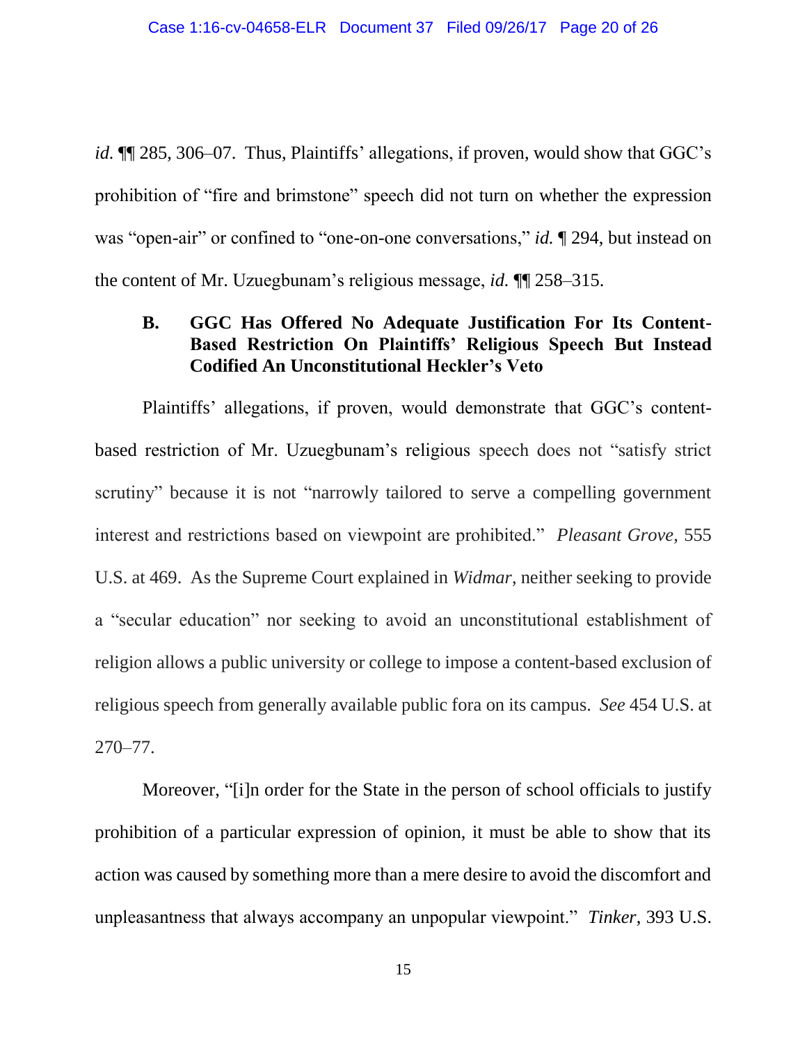*id.* ¶¶ 285, 306–07. Thus, Plaintiffs' allegations, if proven, would show that GGC's prohibition of "fire and brimstone" speech did not turn on whether the expression was "open-air" or confined to "one-on-one conversations," *id.* ¶ 294, but instead on the content of Mr. Uzuegbunam's religious message, *id.* ¶¶ 258–315.

### B. GGC Has Offered No Adequate Justification For Its Content-Based Restriction On Plaintiffs' Religious Speech But Instead Codified An Unconstitutional Heckler's Veto

Plaintiffs' allegations, if proven, would demonstrate that GGC's content-based restriction of Mr. Uzuegbunam's religious speech does not "satisfy strict scrutiny" because it is not "narrowly tailored to serve a compelling government interest and restrictions based on viewpoint are prohibited." *Pleasant Grove*, 555 U.S. at 469. As the Supreme Court explained in *Widmar*, neither seeking to provide a "secular education" nor seeking to avoid an unconstitutional establishment of religion allows a public university or college to impose a content-based exclusion of religious speech from generally available public fora on its campus. *See* 454 U.S. at 270–77.

Moreover, "[i]n order for the State in the person of school officials to justify prohibition of a particular expression of opinion, it must be able to show that its action was caused by something more than a mere desire to avoid the discomfort and unpleasantness that always accompany an unpopular viewpoint." *Tinker*, 393 U.S.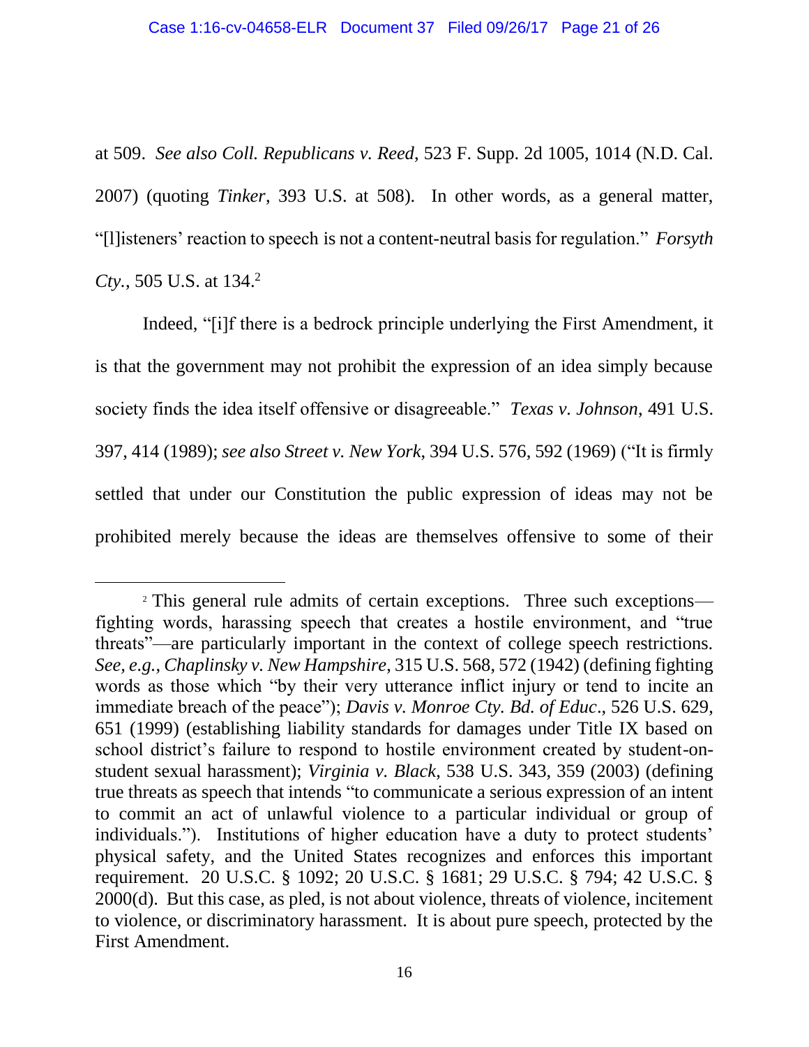at 509. *See also Coll. Republicans v. Reed*, 523 F. Supp. 2d 1005, 1014 (N.D. Cal. 2007) (quoting *Tinker*, 393 U.S. at 508). In other words, as a general matter, "[l]isteners' reaction to speech is not a content-neutral basis for regulation." *Forsyth Cty.*, 505 U.S. at 134.[2]

Indeed, "[i]f there is a bedrock principle underlying the First Amendment, it is that the government may not prohibit the expression of an idea simply because society finds the idea itself offensive or disagreeable." *Texas v. Johnson*, 491 U.S. 397, 414 (1989); *see also Street v. New York*, 394 U.S. 576, 592 (1969) ("It is firmly settled that under our Constitution the public expression of ideas may not be prohibited merely because the ideas are themselves offensive to some of their

---

[2] This general rule admits of certain exceptions. Three such exceptions—fighting words, harassing speech that creates a hostile environment, and "true threats"—are particularly important in the context of college speech restrictions. *See, e.g.*, *Chaplinsky v. New Hampshire*, 315 U.S. 568, 572 (1942) (defining fighting words as those which "by their very utterance inflict injury or tend to incite an immediate breach of the peace"); *Davis v. Monroe Cty. Bd. of Educ*., 526 U.S. 629, 651 (1999) (establishing liability standards for damages under Title IX based on school district's failure to respond to hostile environment created by student-on-student sexual harassment); *Virginia v. Black*, 538 U.S. 343, 359 (2003) (defining true threats as speech that intends "to communicate a serious expression of an intent to commit an act of unlawful violence to a particular individual or group of individuals."). Institutions of higher education have a duty to protect students' physical safety, and the United States recognizes and enforces this important requirement. 20 U.S.C. § 1092; 20 U.S.C. § 1681; 29 U.S.C. § 794; 42 U.S.C. § 2000(d). But this case, as pled, is not about violence, threats of violence, incitement to violence, or discriminatory harassment. It is about pure speech, protected by the First Amendment.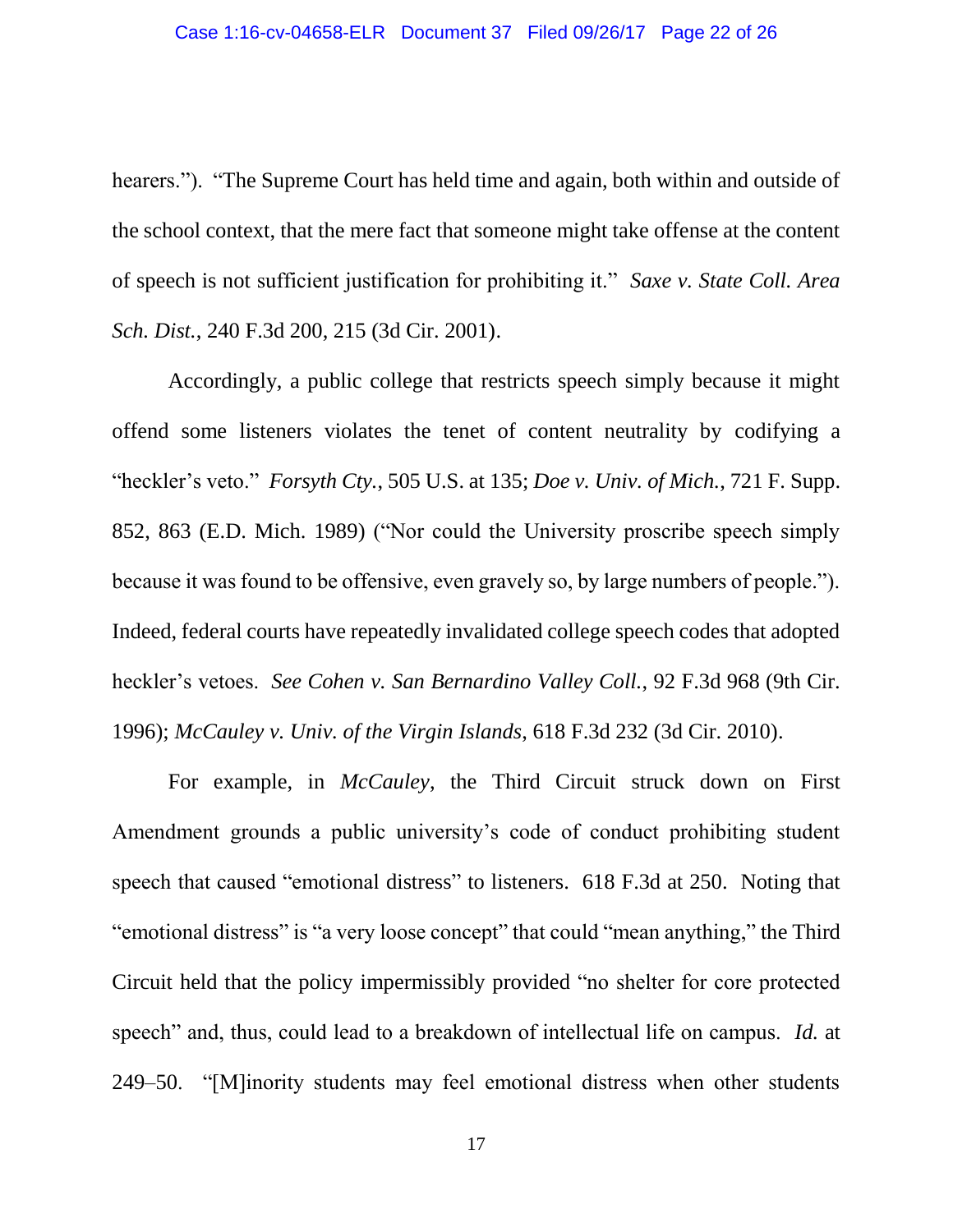hearers."). "The Supreme Court has held time and again, both within and outside of the school context, that the mere fact that someone might take offense at the content of speech is not sufficient justification for prohibiting it." *Saxe v. State Coll. Area Sch. Dist.*, 240 F.3d 200, 215 (3d Cir. 2001).

Accordingly, a public college that restricts speech simply because it might offend some listeners violates the tenet of content neutrality by codifying a "heckler's veto." *Forsyth Cty.*, 505 U.S. at 135; *Doe v. Univ. of Mich.*, 721 F. Supp. 852, 863 (E.D. Mich. 1989) ("Nor could the University proscribe speech simply because it was found to be offensive, even gravely so, by large numbers of people."). Indeed, federal courts have repeatedly invalidated college speech codes that adopted heckler's vetoes. *See Cohen v. San Bernardino Valley Coll.*, 92 F.3d 968 (9th Cir. 1996); *McCauley v. Univ. of the Virgin Islands*, 618 F.3d 232 (3d Cir. 2010).

For example, in *McCauley*, the Third Circuit struck down on First Amendment grounds a public university's code of conduct prohibiting student speech that caused "emotional distress" to listeners. 618 F.3d at 250. Noting that "emotional distress" is "a very loose concept" that could "mean anything," the Third Circuit held that the policy impermissibly provided "no shelter for core protected speech" and, thus, could lead to a breakdown of intellectual life on campus. *Id.* at 249–50. "[M]inority students may feel emotional distress when other students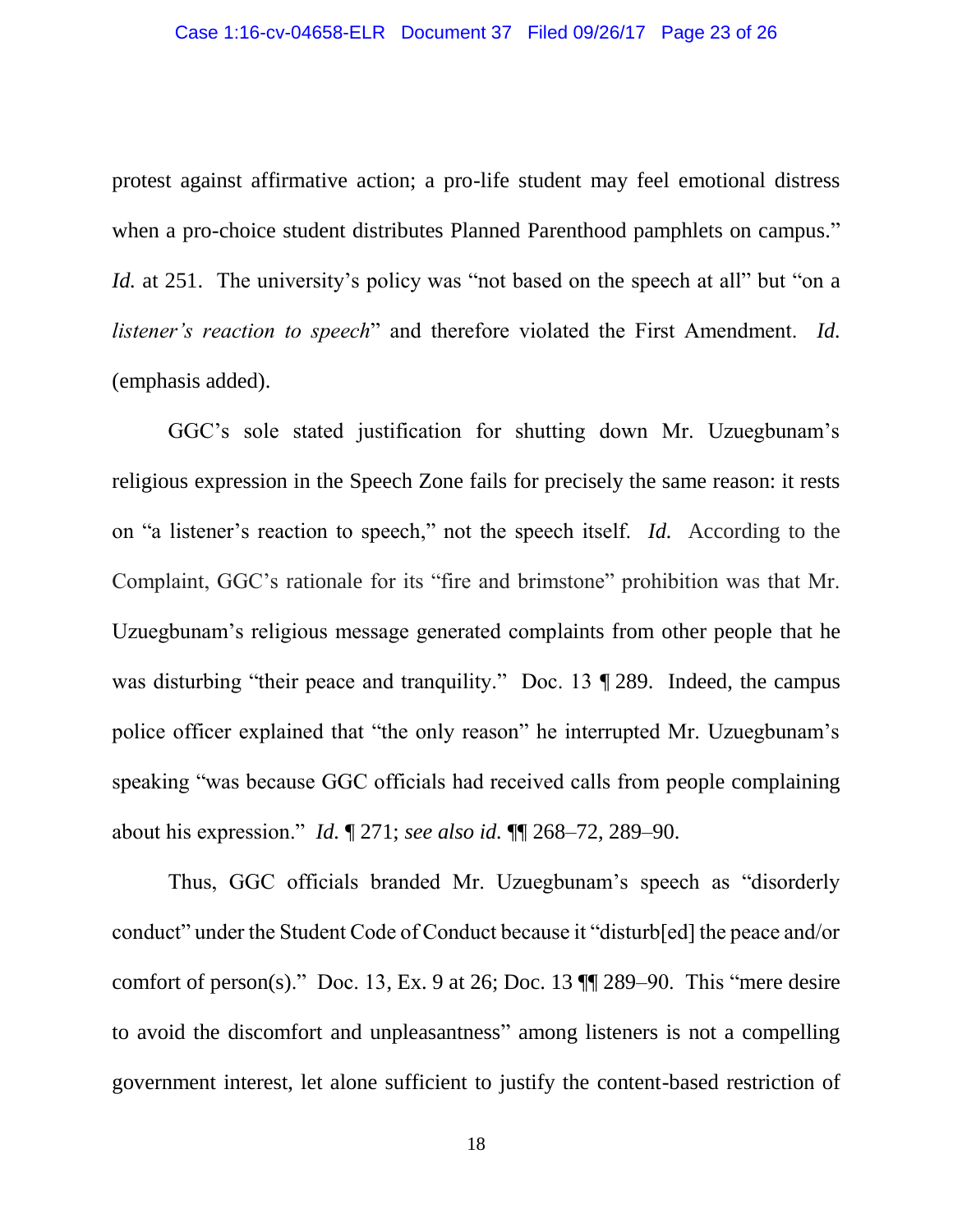protest against affirmative action; a pro-life student may feel emotional distress when a pro-choice student distributes Planned Parenthood pamphlets on campus." *Id.* at 251. The university's policy was "not based on the speech at all" but "on a *listener's reaction to speech*" and therefore violated the First Amendment. *Id.* (emphasis added).

GGC's sole stated justification for shutting down Mr. Uzuegbunam's religious expression in the Speech Zone fails for precisely the same reason: it rests on "a listener's reaction to speech," not the speech itself. *Id.* According to the Complaint, GGC's rationale for its "fire and brimstone" prohibition was that Mr. Uzuegbunam's religious message generated complaints from other people that he was disturbing "their peace and tranquility." Doc. 13 ¶ 289. Indeed, the campus police officer explained that "the only reason" he interrupted Mr. Uzuegbunam's speaking "was because GGC officials had received calls from people complaining about his expression." *Id.* ¶ 271; *see also id.* ¶¶ 268–72, 289–90.

Thus, GGC officials branded Mr. Uzuegbunam's speech as "disorderly conduct" under the Student Code of Conduct because it "disturb[ed] the peace and/or comfort of person(s)." Doc. 13, Ex. 9 at 26; Doc. 13 ¶¶ 289–90. This "mere desire to avoid the discomfort and unpleasantness" among listeners is not a compelling government interest, let alone sufficient to justify the content-based restriction of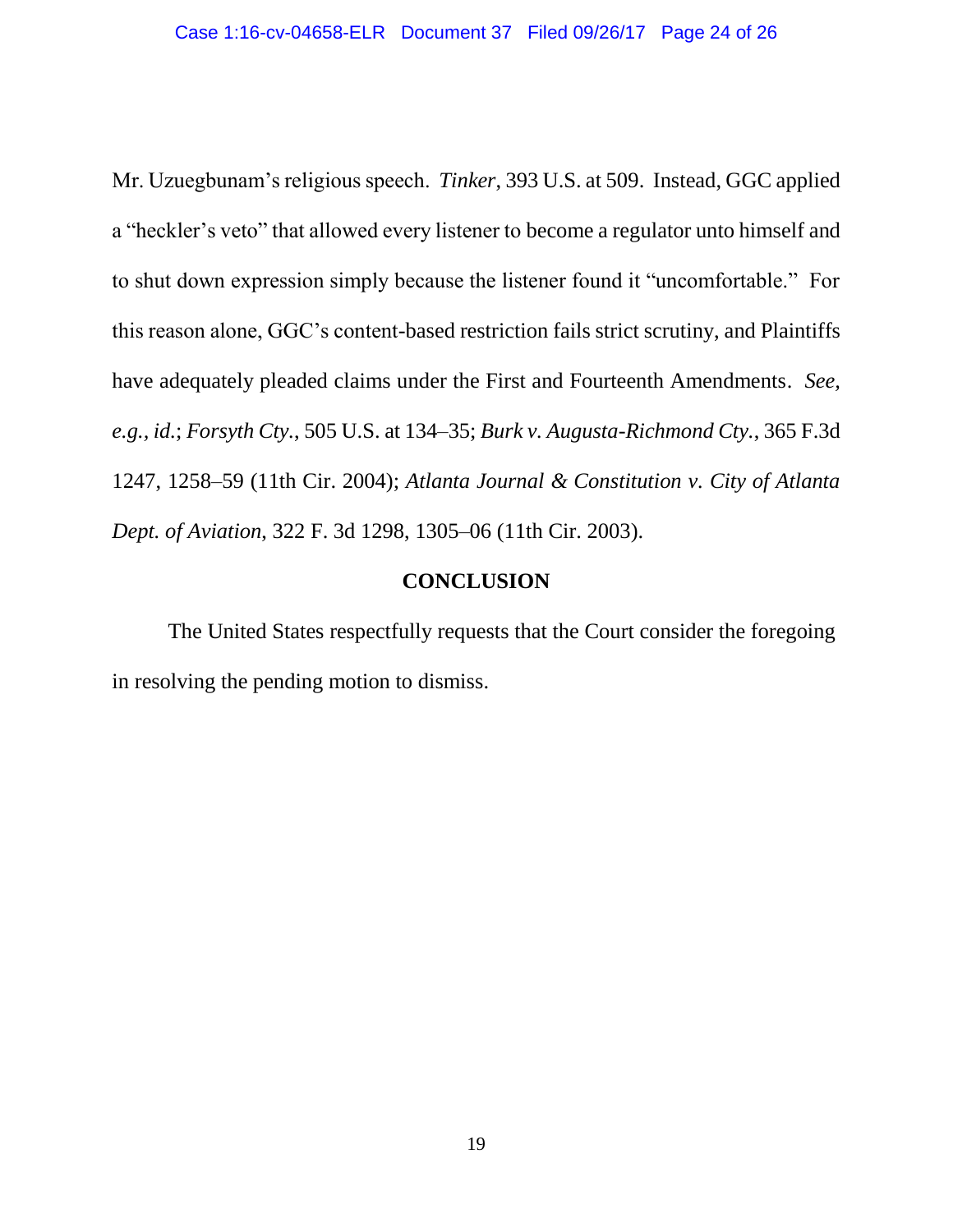Mr. Uzuegbunam's religious speech. *Tinker*, 393 U.S. at 509. Instead, GGC applied a "heckler's veto" that allowed every listener to become a regulator unto himself and to shut down expression simply because the listener found it "uncomfortable." For this reason alone, GGC's content-based restriction fails strict scrutiny, and Plaintiffs have adequately pleaded claims under the First and Fourteenth Amendments. *See, e.g.*, *id.*; *Forsyth Cty.*, 505 U.S. at 134–35; *Burk v. Augusta-Richmond Cty.*, 365 F.3d 1247, 1258–59 (11th Cir. 2004); *Atlanta Journal & Constitution v. City of Atlanta Dept. of Aviation*, 322 F. 3d 1298, 1305–06 (11th Cir. 2003).

## CONCLUSION

The United States respectfully requests that the Court consider the foregoing in resolving the pending motion to dismiss.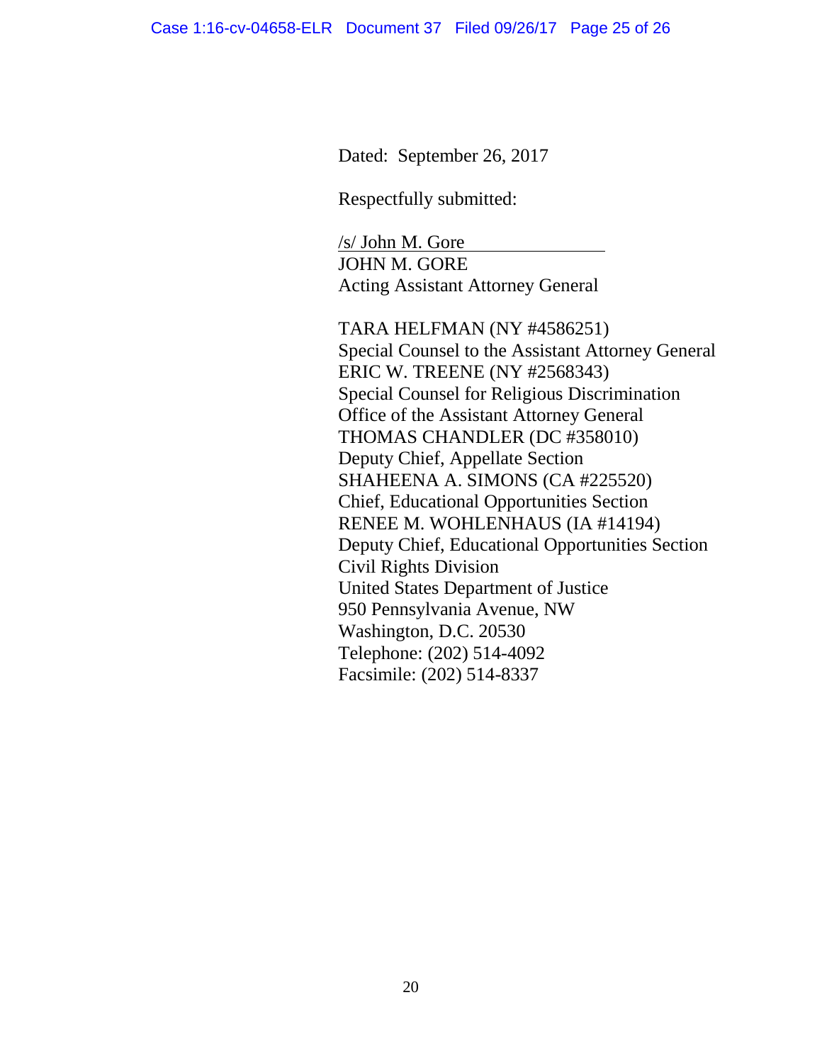Dated: September 26, 2017

Respectfully submitted:

/s/ John M. Gore
JOHN M. GORE
Acting Assistant Attorney General

TARA HELFMAN (NY #4586251)
Special Counsel to the Assistant Attorney General
ERIC W. TREENE (NY #2568343)
Special Counsel for Religious Discrimination
Office of the Assistant Attorney General
THOMAS CHANDLER (DC #358010)
Deputy Chief, Appellate Section
SHAHEENA A. SIMONS (CA #225520)
Chief, Educational Opportunities Section
RENEE M. WOHLENHAUS (IA #14194)
Deputy Chief, Educational Opportunities Section
Civil Rights Division
United States Department of Justice
950 Pennsylvania Avenue, NW
Washington, D.C. 20530
Telephone: (202) 514-4092
Facsimile: (202) 514-8337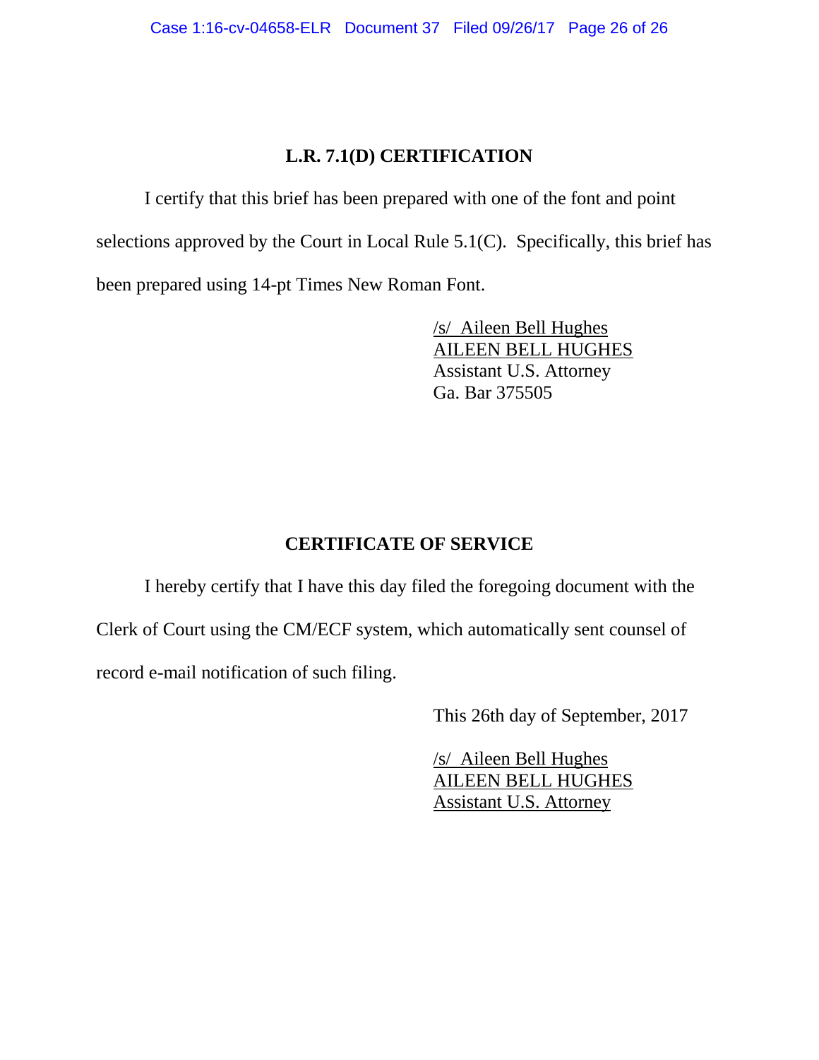## L.R. 7.1(D) CERTIFICATION

I certify that this brief has been prepared with one of the font and point selections approved by the Court in Local Rule 5.1(C). Specifically, this brief has been prepared using 14-pt Times New Roman Font.

/s/ Aileen Bell Hughes
AILEEN BELL HUGHES
Assistant U.S. Attorney
Ga. Bar 375505

## CERTIFICATE OF SERVICE

I hereby certify that I have this day filed the foregoing document with the Clerk of Court using the CM/ECF system, which automatically sent counsel of record e-mail notification of such filing.

This 26th day of September, 2017

/s/ Aileen Bell Hughes
AILEEN BELL HUGHES
Assistant U.S. Attorney